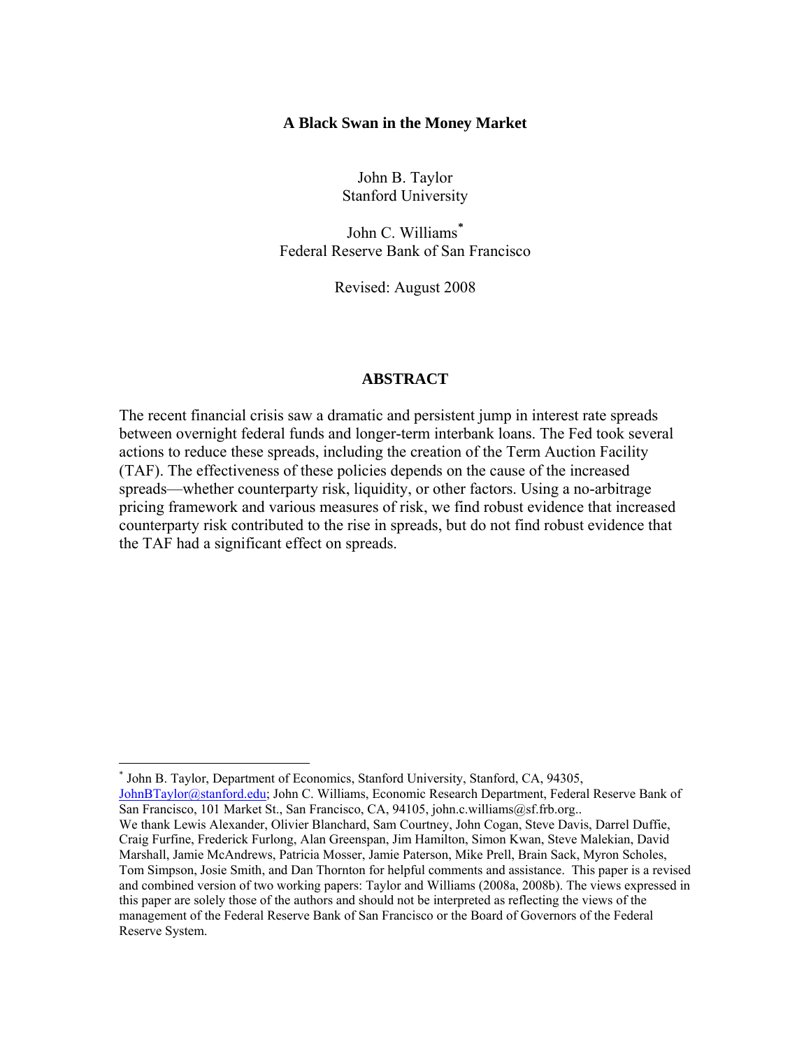# A Black Swan in the Money Market

John B. Taylor
Stanford University

John C. Williams[*]
Federal Reserve Bank of San Francisco

Revised: August 2008

## ABSTRACT

The recent financial crisis saw a dramatic and persistent jump in interest rate spreads between overnight federal funds and longer-term interbank loans. The Fed took several actions to reduce these spreads, including the creation of the Term Auction Facility (TAF). The effectiveness of these policies depends on the cause of the increased spreads—whether counterparty risk, liquidity, or other factors. Using a no-arbitrage pricing framework and various measures of risk, we find robust evidence that increased counterparty risk contributed to the rise in spreads, but do not find robust evidence that the TAF had a significant effect on spreads.

---

[*] John B. Taylor, Department of Economics, Stanford University, Stanford, CA, 94305, JohnBTaylor@stanford.edu; John C. Williams, Economic Research Department, Federal Reserve Bank of San Francisco, 101 Market St., San Francisco, CA, 94105, john.c.williams@sf.frb.org..
We thank Lewis Alexander, Olivier Blanchard, Sam Courtney, John Cogan, Steve Davis, Darrel Duffie, Craig Furfine, Frederick Furlong, Alan Greenspan, Jim Hamilton, Simon Kwan, Steve Malekian, David Marshall, Jamie McAndrews, Patricia Mosser, Jamie Paterson, Mike Prell, Brain Sack, Myron Scholes, Tom Simpson, Josie Smith, and Dan Thornton for helpful comments and assistance. This paper is a revised and combined version of two working papers: Taylor and Williams (2008a, 2008b). The views expressed in this paper are solely those of the authors and should not be interpreted as reflecting the views of the management of the Federal Reserve Bank of San Francisco or the Board of Governors of the Federal Reserve System.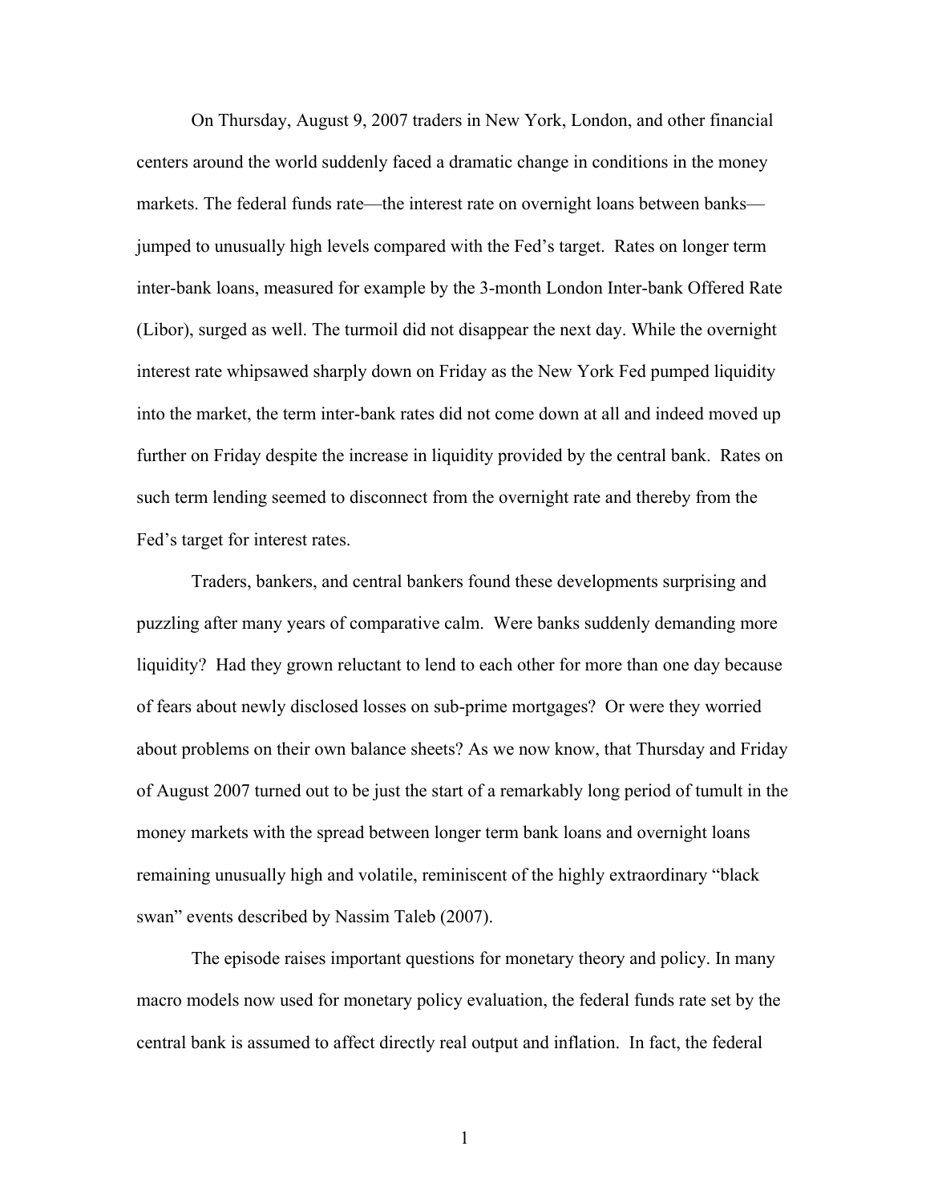On Thursday, August 9, 2007 traders in New York, London, and other financial centers around the world suddenly faced a dramatic change in conditions in the money markets. The federal funds rate—the interest rate on overnight loans between banks—jumped to unusually high levels compared with the Fed's target. Rates on longer term inter-bank loans, measured for example by the 3-month London Inter-bank Offered Rate (Libor), surged as well. The turmoil did not disappear the next day. While the overnight interest rate whipsawed sharply down on Friday as the New York Fed pumped liquidity into the market, the term inter-bank rates did not come down at all and indeed moved up further on Friday despite the increase in liquidity provided by the central bank. Rates on such term lending seemed to disconnect from the overnight rate and thereby from the Fed's target for interest rates.

Traders, bankers, and central bankers found these developments surprising and puzzling after many years of comparative calm. Were banks suddenly demanding more liquidity? Had they grown reluctant to lend to each other for more than one day because of fears about newly disclosed losses on sub-prime mortgages? Or were they worried about problems on their own balance sheets? As we now know, that Thursday and Friday of August 2007 turned out to be just the start of a remarkably long period of tumult in the money markets with the spread between longer term bank loans and overnight loans remaining unusually high and volatile, reminiscent of the highly extraordinary "black swan" events described by Nassim Taleb (2007).

The episode raises important questions for monetary theory and policy. In many macro models now used for monetary policy evaluation, the federal funds rate set by the central bank is assumed to affect directly real output and inflation. In fact, the federal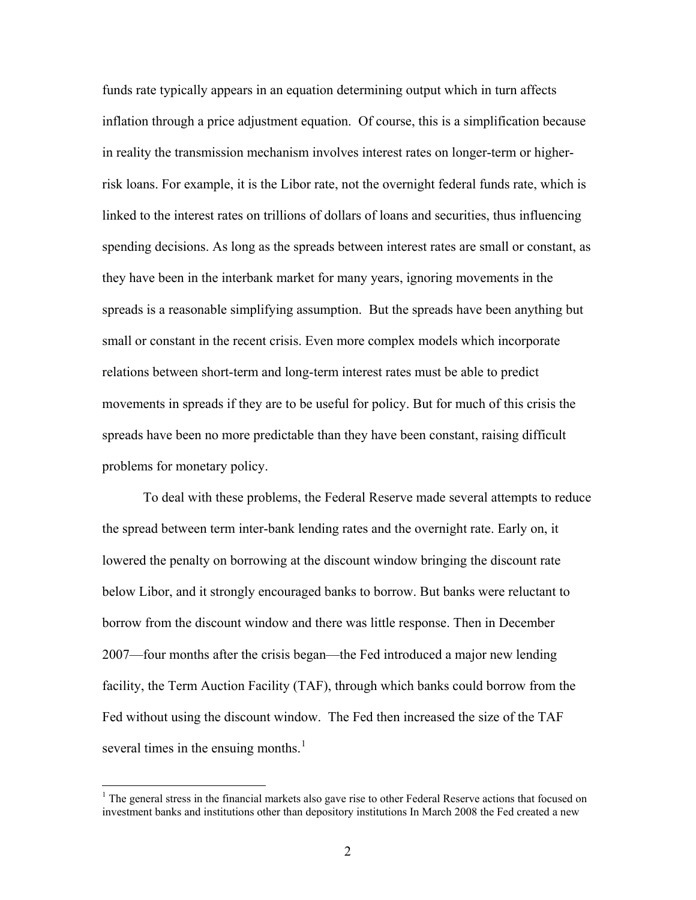funds rate typically appears in an equation determining output which in turn affects inflation through a price adjustment equation. Of course, this is a simplification because in reality the transmission mechanism involves interest rates on longer-term or higher-risk loans. For example, it is the Libor rate, not the overnight federal funds rate, which is linked to the interest rates on trillions of dollars of loans and securities, thus influencing spending decisions. As long as the spreads between interest rates are small or constant, as they have been in the interbank market for many years, ignoring movements in the spreads is a reasonable simplifying assumption. But the spreads have been anything but small or constant in the recent crisis. Even more complex models which incorporate relations between short-term and long-term interest rates must be able to predict movements in spreads if they are to be useful for policy. But for much of this crisis the spreads have been no more predictable than they have been constant, raising difficult problems for monetary policy.

To deal with these problems, the Federal Reserve made several attempts to reduce the spread between term inter-bank lending rates and the overnight rate. Early on, it lowered the penalty on borrowing at the discount window bringing the discount rate below Libor, and it strongly encouraged banks to borrow. But banks were reluctant to borrow from the discount window and there was little response. Then in December 2007—four months after the crisis began—the Fed introduced a major new lending facility, the Term Auction Facility (TAF), through which banks could borrow from the Fed without using the discount window. The Fed then increased the size of the TAF several times in the ensuing months.[1]

---

[1] The general stress in the financial markets also gave rise to other Federal Reserve actions that focused on investment banks and institutions other than depository institutions In March 2008 the Fed created a new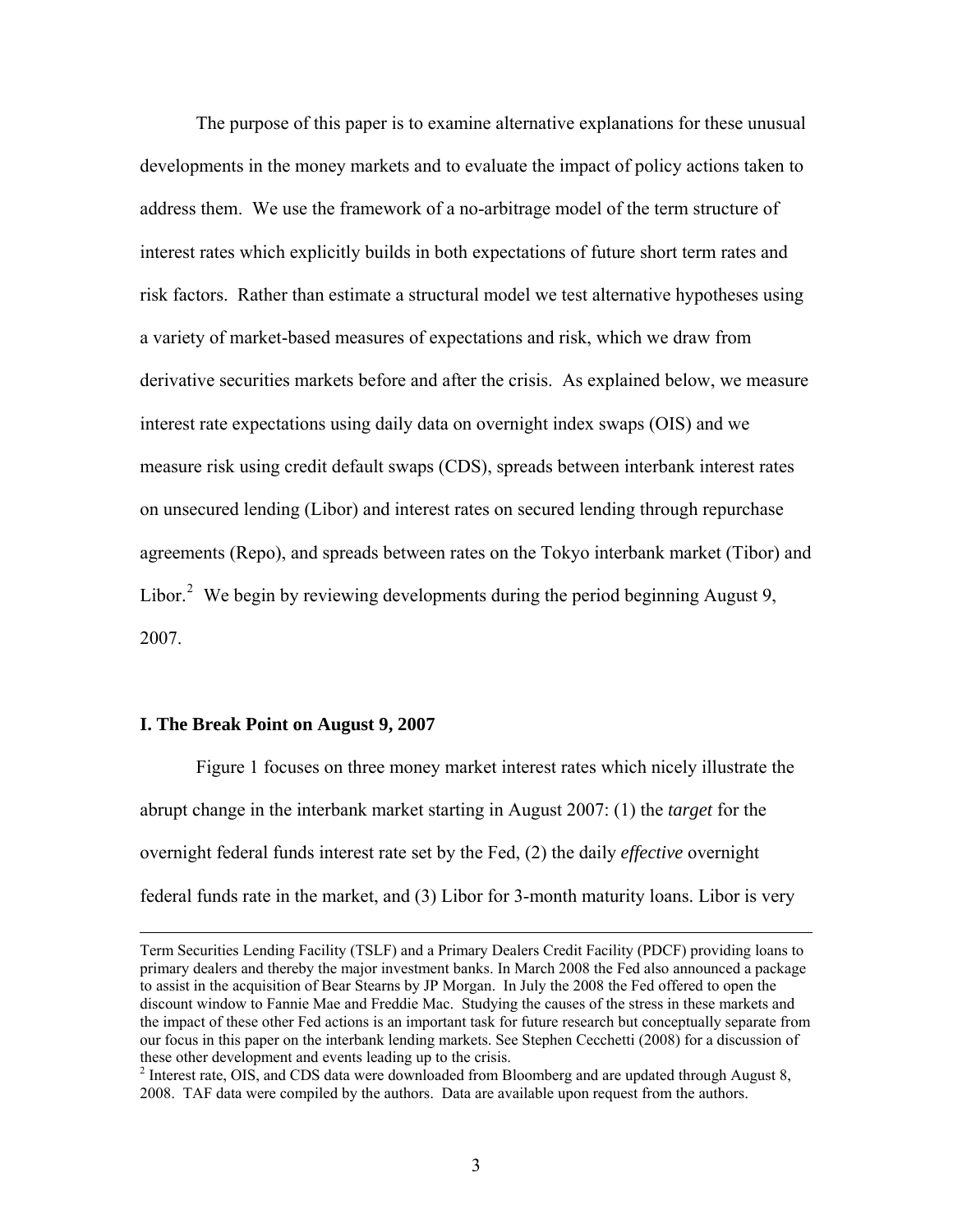The purpose of this paper is to examine alternative explanations for these unusual developments in the money markets and to evaluate the impact of policy actions taken to address them. We use the framework of a no-arbitrage model of the term structure of interest rates which explicitly builds in both expectations of future short term rates and risk factors. Rather than estimate a structural model we test alternative hypotheses using a variety of market-based measures of expectations and risk, which we draw from derivative securities markets before and after the crisis. As explained below, we measure interest rate expectations using daily data on overnight index swaps (OIS) and we measure risk using credit default swaps (CDS), spreads between interbank interest rates on unsecured lending (Libor) and interest rates on secured lending through repurchase agreements (Repo), and spreads between rates on the Tokyo interbank market (Tibor) and Libor.[2] We begin by reviewing developments during the period beginning August 9, 2007.

### I. The Break Point on August 9, 2007

Figure 1 focuses on three money market interest rates which nicely illustrate the abrupt change in the interbank market starting in August 2007: (1) the *target* for the overnight federal funds interest rate set by the Fed, (2) the daily *effective* overnight federal funds rate in the market, and (3) Libor for 3-month maturity loans. Libor is very

---

Term Securities Lending Facility (TSLF) and a Primary Dealers Credit Facility (PDCF) providing loans to primary dealers and thereby the major investment banks. In March 2008 the Fed also announced a package to assist in the acquisition of Bear Stearns by JP Morgan. In July the 2008 the Fed offered to open the discount window to Fannie Mae and Freddie Mac. Studying the causes of the stress in these markets and the impact of these other Fed actions is an important task for future research but conceptually separate from our focus in this paper on the interbank lending markets. See Stephen Cecchetti (2008) for a discussion of these other development and events leading up to the crisis.

[2] Interest rate, OIS, and CDS data were downloaded from Bloomberg and are updated through August 8, 2008. TAF data were compiled by the authors. Data are available upon request from the authors.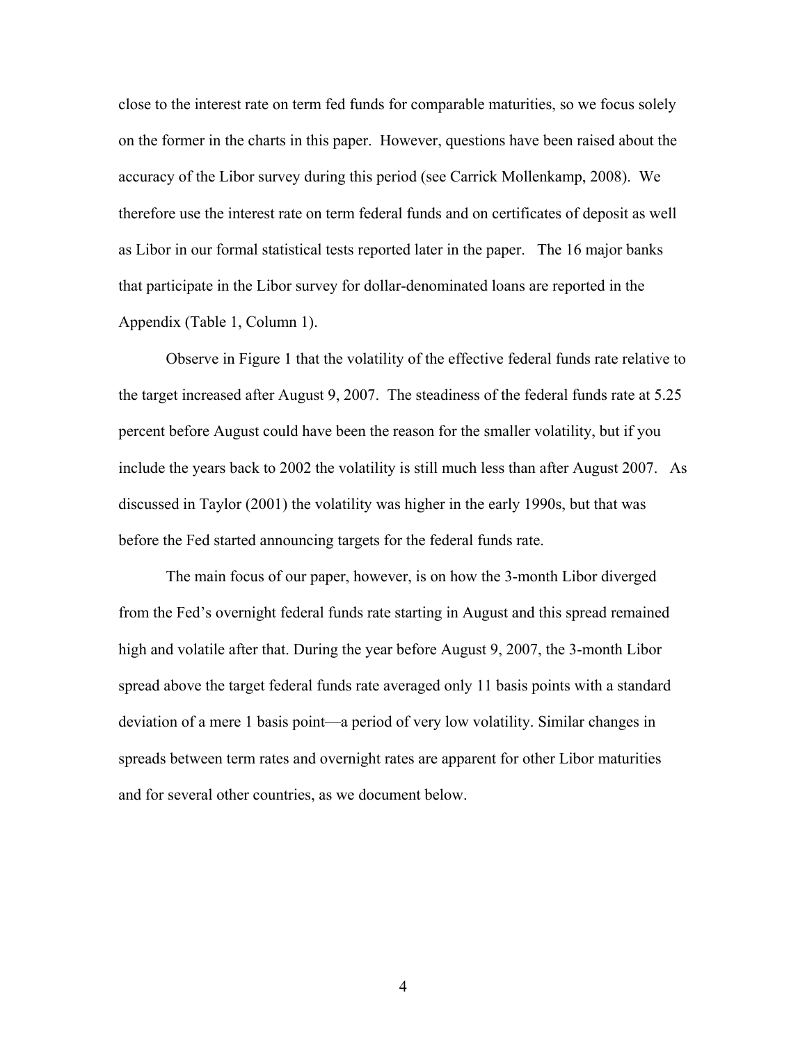close to the interest rate on term fed funds for comparable maturities, so we focus solely on the former in the charts in this paper. However, questions have been raised about the accuracy of the Libor survey during this period (see Carrick Mollenkamp, 2008). We therefore use the interest rate on term federal funds and on certificates of deposit as well as Libor in our formal statistical tests reported later in the paper. The 16 major banks that participate in the Libor survey for dollar-denominated loans are reported in the Appendix (Table 1, Column 1).

Observe in Figure 1 that the volatility of the effective federal funds rate relative to the target increased after August 9, 2007. The steadiness of the federal funds rate at 5.25 percent before August could have been the reason for the smaller volatility, but if you include the years back to 2002 the volatility is still much less than after August 2007. As discussed in Taylor (2001) the volatility was higher in the early 1990s, but that was before the Fed started announcing targets for the federal funds rate.

The main focus of our paper, however, is on how the 3-month Libor diverged from the Fed's overnight federal funds rate starting in August and this spread remained high and volatile after that. During the year before August 9, 2007, the 3-month Libor spread above the target federal funds rate averaged only 11 basis points with a standard deviation of a mere 1 basis point—a period of very low volatility. Similar changes in spreads between term rates and overnight rates are apparent for other Libor maturities and for several other countries, as we document below.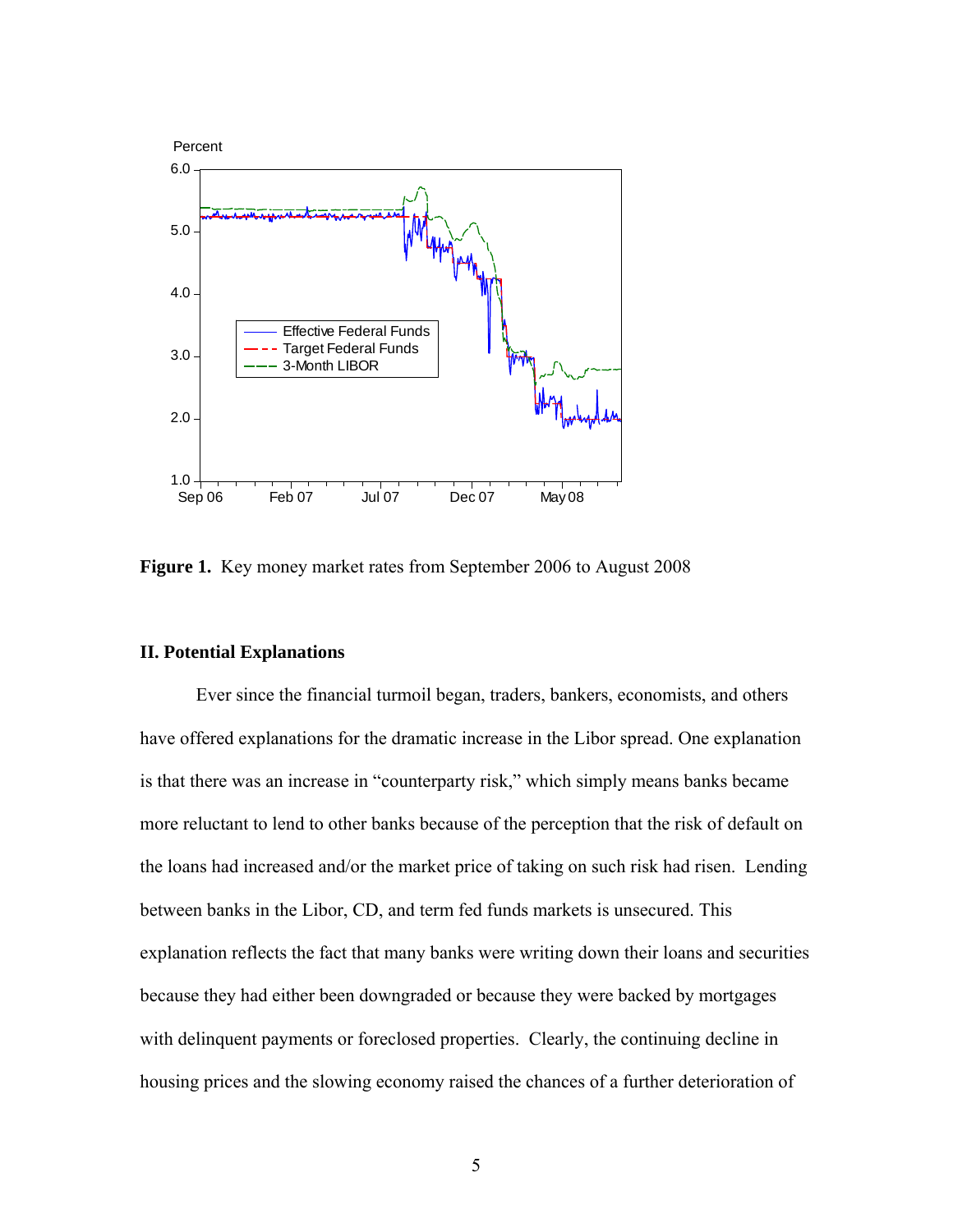**Figure 1.** Key money market rates from September 2006 to August 2008

## II. Potential Explanations

Ever since the financial turmoil began, traders, bankers, economists, and others have offered explanations for the dramatic increase in the Libor spread. One explanation is that there was an increase in "counterparty risk," which simply means banks became more reluctant to lend to other banks because of the perception that the risk of default on the loans had increased and/or the market price of taking on such risk had risen. Lending between banks in the Libor, CD, and term fed funds markets is unsecured. This explanation reflects the fact that many banks were writing down their loans and securities because they had either been downgraded or because they were backed by mortgages with delinquent payments or foreclosed properties. Clearly, the continuing decline in housing prices and the slowing economy raised the chances of a further deterioration of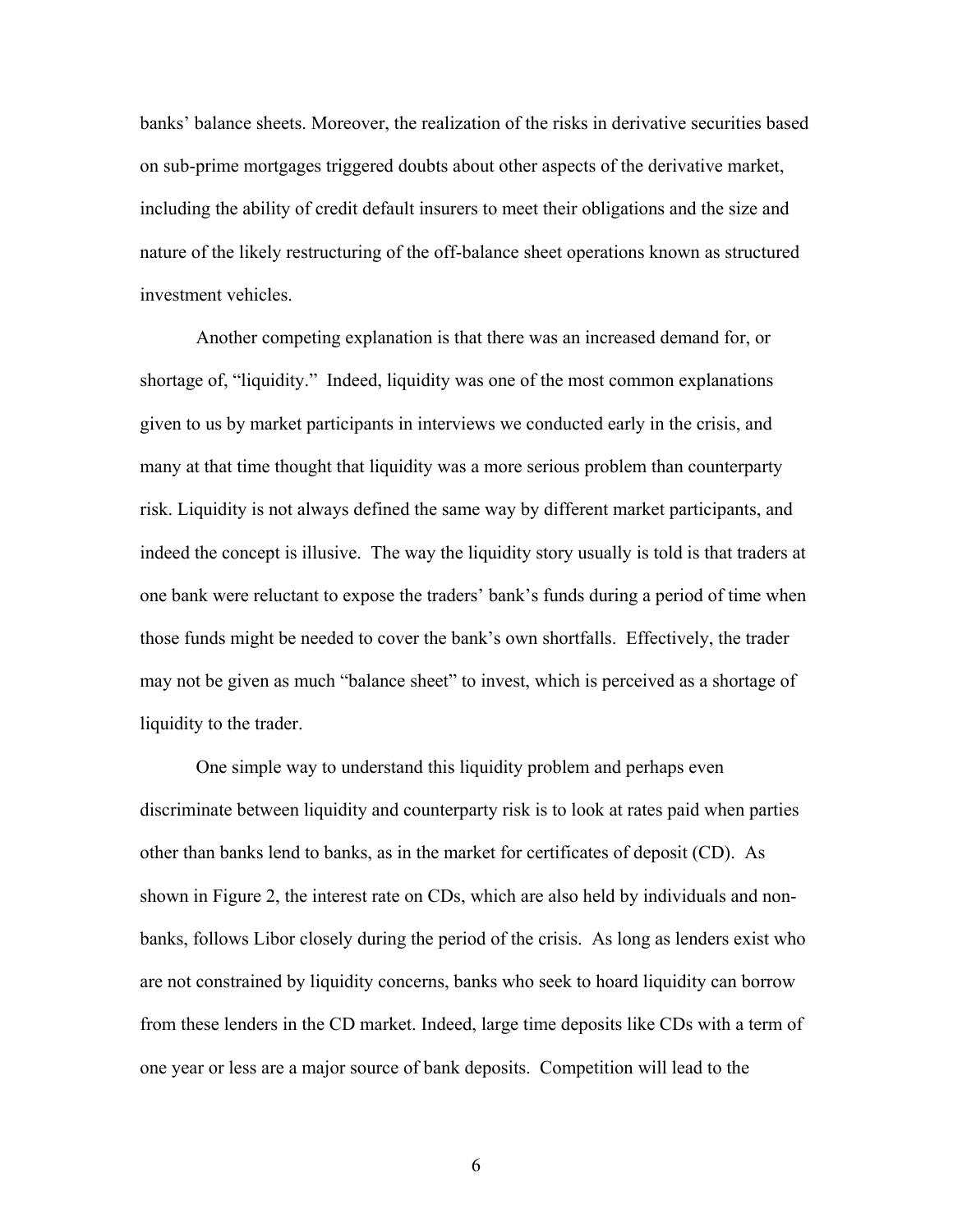banks' balance sheets. Moreover, the realization of the risks in derivative securities based on sub-prime mortgages triggered doubts about other aspects of the derivative market, including the ability of credit default insurers to meet their obligations and the size and nature of the likely restructuring of the off-balance sheet operations known as structured investment vehicles.

Another competing explanation is that there was an increased demand for, or shortage of, "liquidity." Indeed, liquidity was one of the most common explanations given to us by market participants in interviews we conducted early in the crisis, and many at that time thought that liquidity was a more serious problem than counterparty risk. Liquidity is not always defined the same way by different market participants, and indeed the concept is illusive. The way the liquidity story usually is told is that traders at one bank were reluctant to expose the traders' bank's funds during a period of time when those funds might be needed to cover the bank's own shortfalls. Effectively, the trader may not be given as much "balance sheet" to invest, which is perceived as a shortage of liquidity to the trader.

One simple way to understand this liquidity problem and perhaps even discriminate between liquidity and counterparty risk is to look at rates paid when parties other than banks lend to banks, as in the market for certificates of deposit (CD). As shown in Figure 2, the interest rate on CDs, which are also held by individuals and non-banks, follows Libor closely during the period of the crisis. As long as lenders exist who are not constrained by liquidity concerns, banks who seek to hoard liquidity can borrow from these lenders in the CD market. Indeed, large time deposits like CDs with a term of one year or less are a major source of bank deposits. Competition will lead to the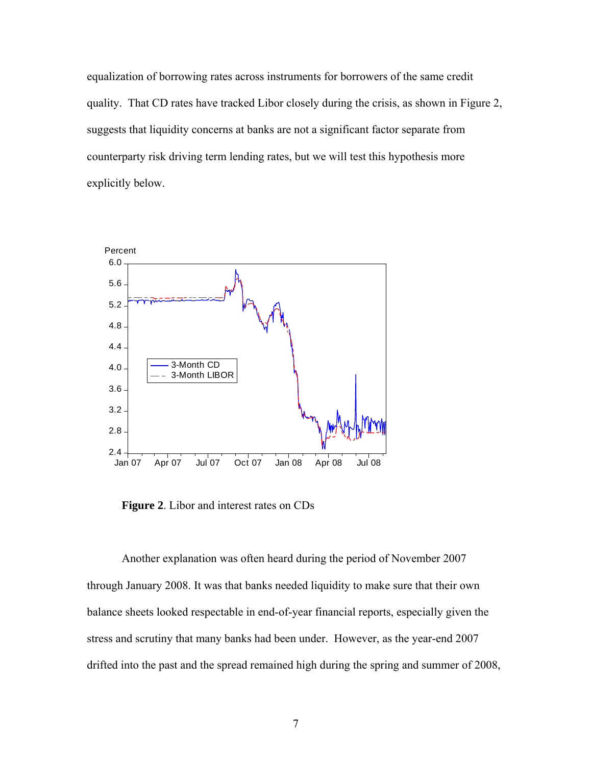equalization of borrowing rates across instruments for borrowers of the same credit quality. That CD rates have tracked Libor closely during the crisis, as shown in Figure 2, suggests that liquidity concerns at banks are not a significant factor separate from counterparty risk driving term lending rates, but we will test this hypothesis more explicitly below.

**Figure 2**. Libor and interest rates on CDs

Another explanation was often heard during the period of November 2007 through January 2008. It was that banks needed liquidity to make sure that their own balance sheets looked respectable in end-of-year financial reports, especially given the stress and scrutiny that many banks had been under. However, as the year-end 2007 drifted into the past and the spread remained high during the spring and summer of 2008,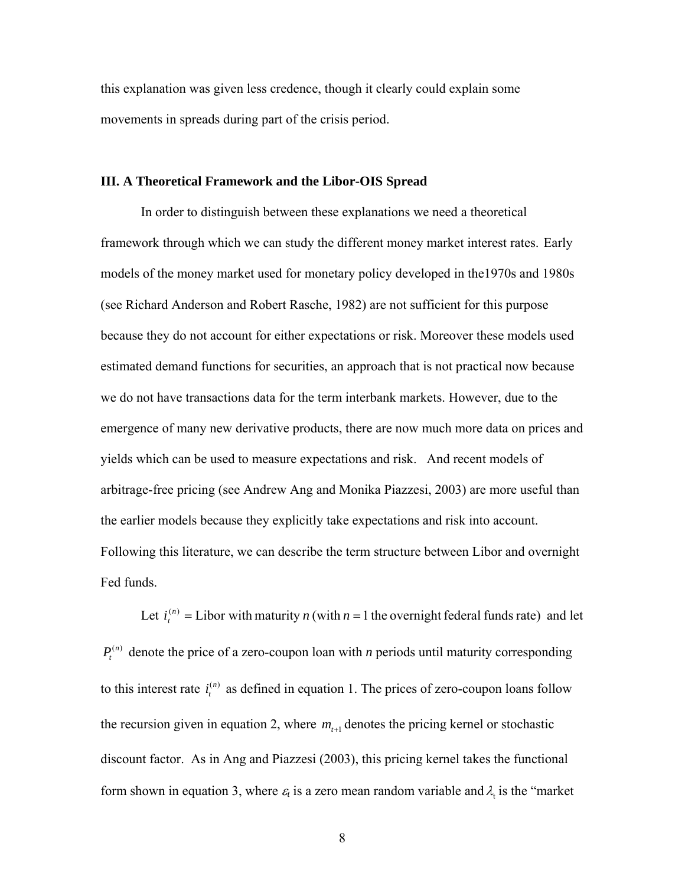this explanation was given less credence, though it clearly could explain some movements in spreads during part of the crisis period.

### III. A Theoretical Framework and the Libor-OIS Spread

In order to distinguish between these explanations we need a theoretical framework through which we can study the different money market interest rates. Early models of the money market used for monetary policy developed in the1970s and 1980s (see Richard Anderson and Robert Rasche, 1982) are not sufficient for this purpose because they do not account for either expectations or risk. Moreover these models used estimated demand functions for securities, an approach that is not practical now because we do not have transactions data for the term interbank markets. However, due to the emergence of many new derivative products, there are now much more data on prices and yields which can be used to measure expectations and risk. And recent models of arbitrage-free pricing (see Andrew Ang and Monika Piazzesi, 2003) are more useful than the earlier models because they explicitly take expectations and risk into account. Following this literature, we can describe the term structure between Libor and overnight Fed funds.

Let $i_t^{(n)}$ = Libor with maturity $n$ (with $n = 1$ the overnight federal funds rate) and let $P_t^{(n)}$ denote the price of a zero-coupon loan with $n$ periods until maturity corresponding to this interest rate $i_t^{(n)}$ as defined in equation 1. The prices of zero-coupon loans follow the recursion given in equation 2, where $m_{t+1}$ denotes the pricing kernel or stochastic discount factor. As in Ang and Piazzesi (2003), this pricing kernel takes the functional form shown in equation 3, where $\varepsilon_t$ is a zero mean random variable and $\lambda_t$ is the "market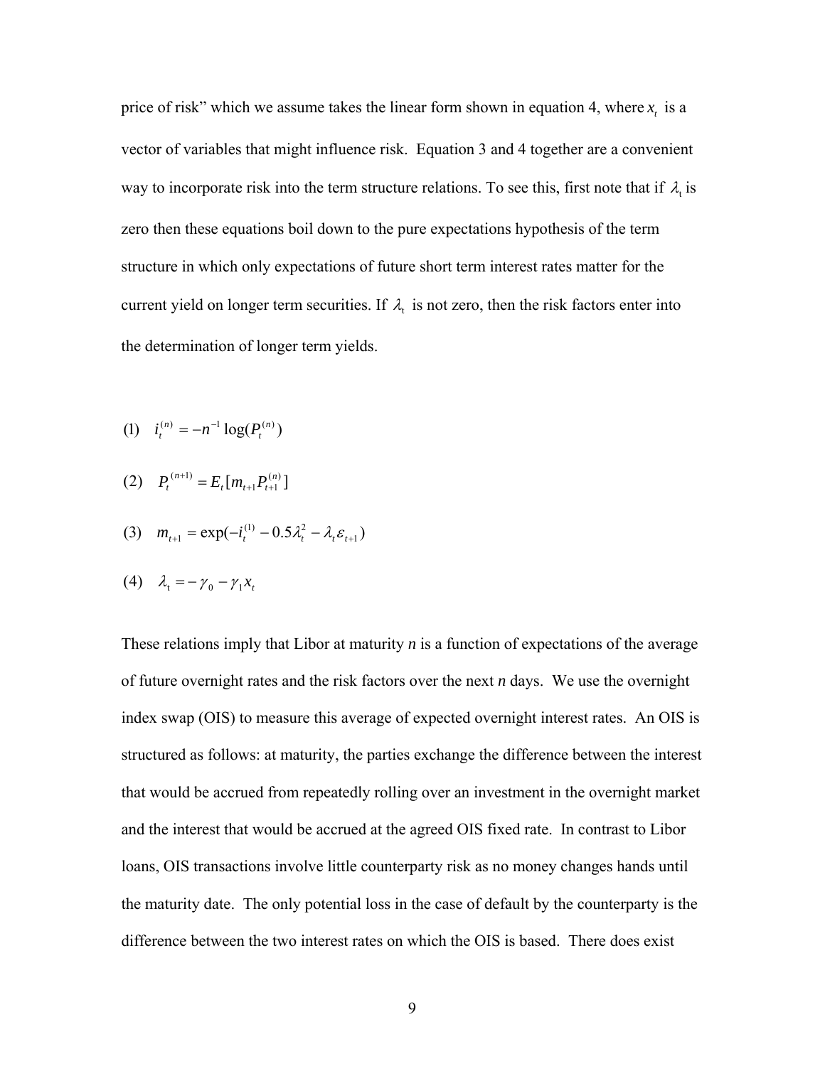price of risk" which we assume takes the linear form shown in equation 4, where $x_t$ is a vector of variables that might influence risk. Equation 3 and 4 together are a convenient way to incorporate risk into the term structure relations. To see this, first note that if $\lambda_t$ is zero then these equations boil down to the pure expectations hypothesis of the term structure in which only expectations of future short term interest rates matter for the current yield on longer term securities. If $\lambda_t$ is not zero, then the risk factors enter into the determination of longer term yields.

$$(1) \quad i_t^{(n)} = -n^{-1}\log(P_t^{(n)})$$

$$(2) \quad P_t^{(n+1)} = E_t[m_{t+1}P_{t+1}^{(n)}]$$

$$(3) \quad m_{t+1} = \exp(-i_t^{(1)} - 0.5\lambda_t^2 - \lambda_t \varepsilon_{t+1})$$

$$(4) \quad \lambda_t = -\gamma_0 - \gamma_1 x_t$$

These relations imply that Libor at maturity *n* is a function of expectations of the average of future overnight rates and the risk factors over the next *n* days. We use the overnight index swap (OIS) to measure this average of expected overnight interest rates. An OIS is structured as follows: at maturity, the parties exchange the difference between the interest that would be accrued from repeatedly rolling over an investment in the overnight market and the interest that would be accrued at the agreed OIS fixed rate. In contrast to Libor loans, OIS transactions involve little counterparty risk as no money changes hands until the maturity date. The only potential loss in the case of default by the counterparty is the difference between the two interest rates on which the OIS is based. There does exist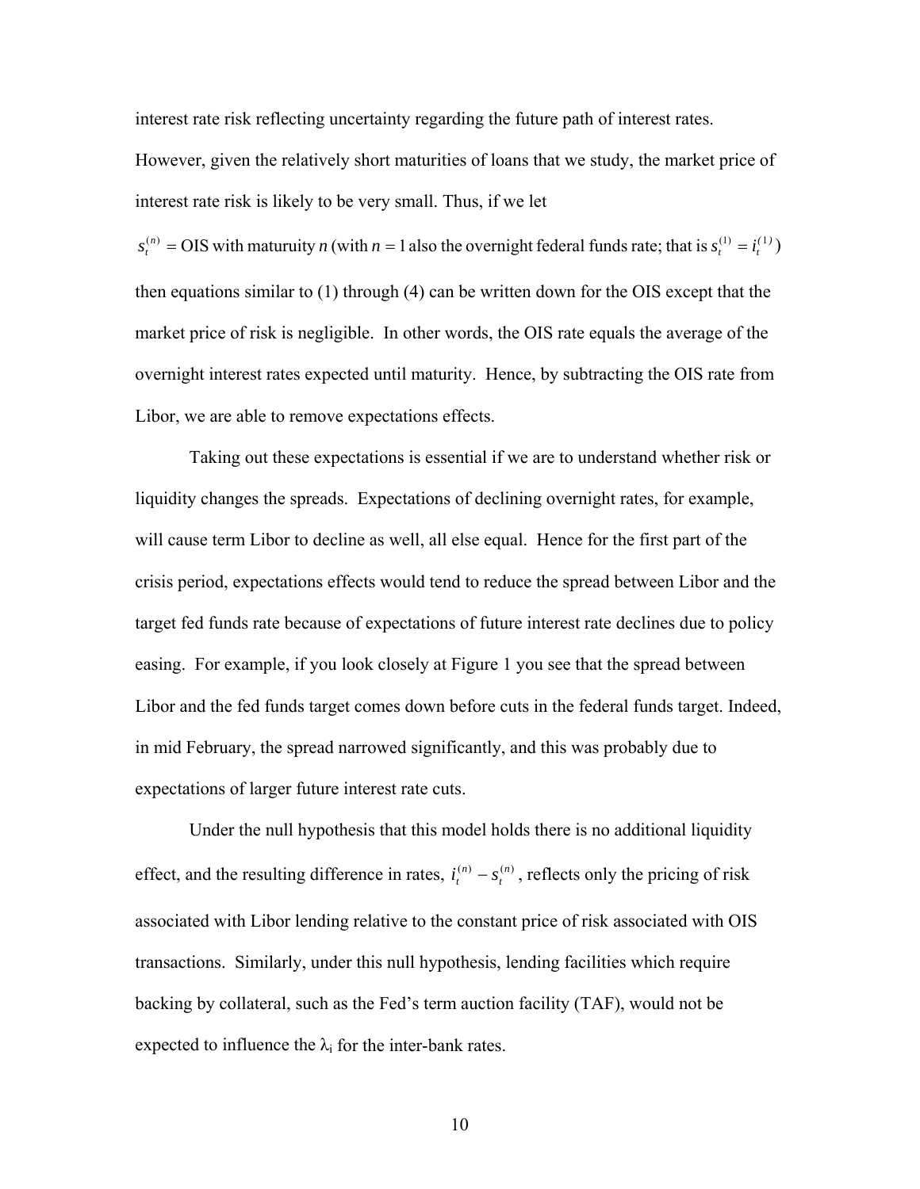interest rate risk reflecting uncertainty regarding the future path of interest rates. However, given the relatively short maturities of loans that we study, the market price of interest rate risk is likely to be very small. Thus, if we let

$s_t^{(n)}$ = OIS with maturuity $n$ (with $n = 1$ also the overnight federal funds rate; that is $s_t^{(1)} = i_t^{(1)}$)

then equations similar to (1) through (4) can be written down for the OIS except that the market price of risk is negligible. In other words, the OIS rate equals the average of the overnight interest rates expected until maturity. Hence, by subtracting the OIS rate from Libor, we are able to remove expectations effects.

Taking out these expectations is essential if we are to understand whether risk or liquidity changes the spreads. Expectations of declining overnight rates, for example, will cause term Libor to decline as well, all else equal. Hence for the first part of the crisis period, expectations effects would tend to reduce the spread between Libor and the target fed funds rate because of expectations of future interest rate declines due to policy easing. For example, if you look closely at Figure 1 you see that the spread between Libor and the fed funds target comes down before cuts in the federal funds target. Indeed, in mid February, the spread narrowed significantly, and this was probably due to expectations of larger future interest rate cuts.

Under the null hypothesis that this model holds there is no additional liquidity effect, and the resulting difference in rates, $i_t^{(n)} - s_t^{(n)}$, reflects only the pricing of risk associated with Libor lending relative to the constant price of risk associated with OIS transactions. Similarly, under this null hypothesis, lending facilities which require backing by collateral, such as the Fed's term auction facility (TAF), would not be expected to influence the $\lambda_i$ for the inter-bank rates.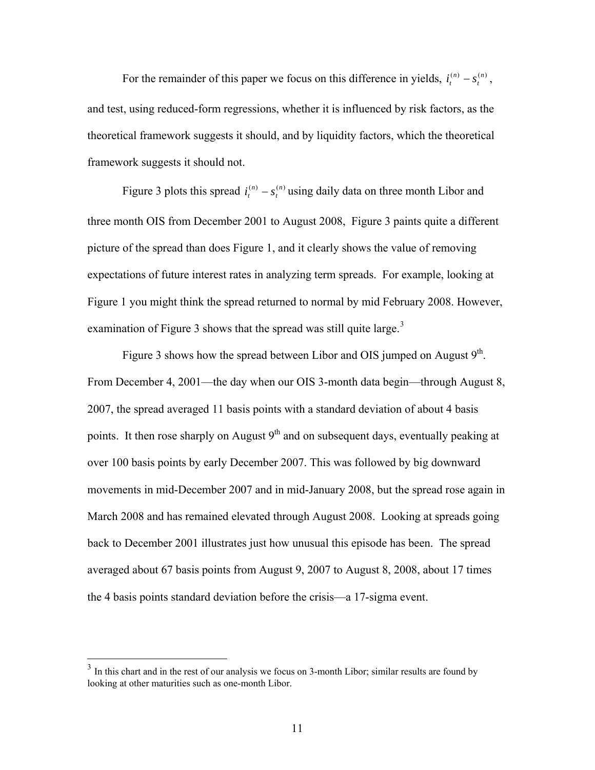For the remainder of this paper we focus on this difference in yields, $i_t^{(n)} - s_t^{(n)}$, and test, using reduced-form regressions, whether it is influenced by risk factors, as the theoretical framework suggests it should, and by liquidity factors, which the theoretical framework suggests it should not.

Figure 3 plots this spread $i_t^{(n)} - s_t^{(n)}$ using daily data on three month Libor and three month OIS from December 2001 to August 2008, Figure 3 paints quite a different picture of the spread than does Figure 1, and it clearly shows the value of removing expectations of future interest rates in analyzing term spreads. For example, looking at Figure 1 you might think the spread returned to normal by mid February 2008. However, examination of Figure 3 shows that the spread was still quite large.[3]

Figure 3 shows how the spread between Libor and OIS jumped on August 9th. From December 4, 2001—the day when our OIS 3-month data begin—through August 8, 2007, the spread averaged 11 basis points with a standard deviation of about 4 basis points. It then rose sharply on August 9th and on subsequent days, eventually peaking at over 100 basis points by early December 2007. This was followed by big downward movements in mid-December 2007 and in mid-January 2008, but the spread rose again in March 2008 and has remained elevated through August 2008. Looking at spreads going back to December 2001 illustrates just how unusual this episode has been. The spread averaged about 67 basis points from August 9, 2007 to August 8, 2008, about 17 times the 4 basis points standard deviation before the crisis—a 17-sigma event.

[3] In this chart and in the rest of our analysis we focus on 3-month Libor; similar results are found by looking at other maturities such as one-month Libor.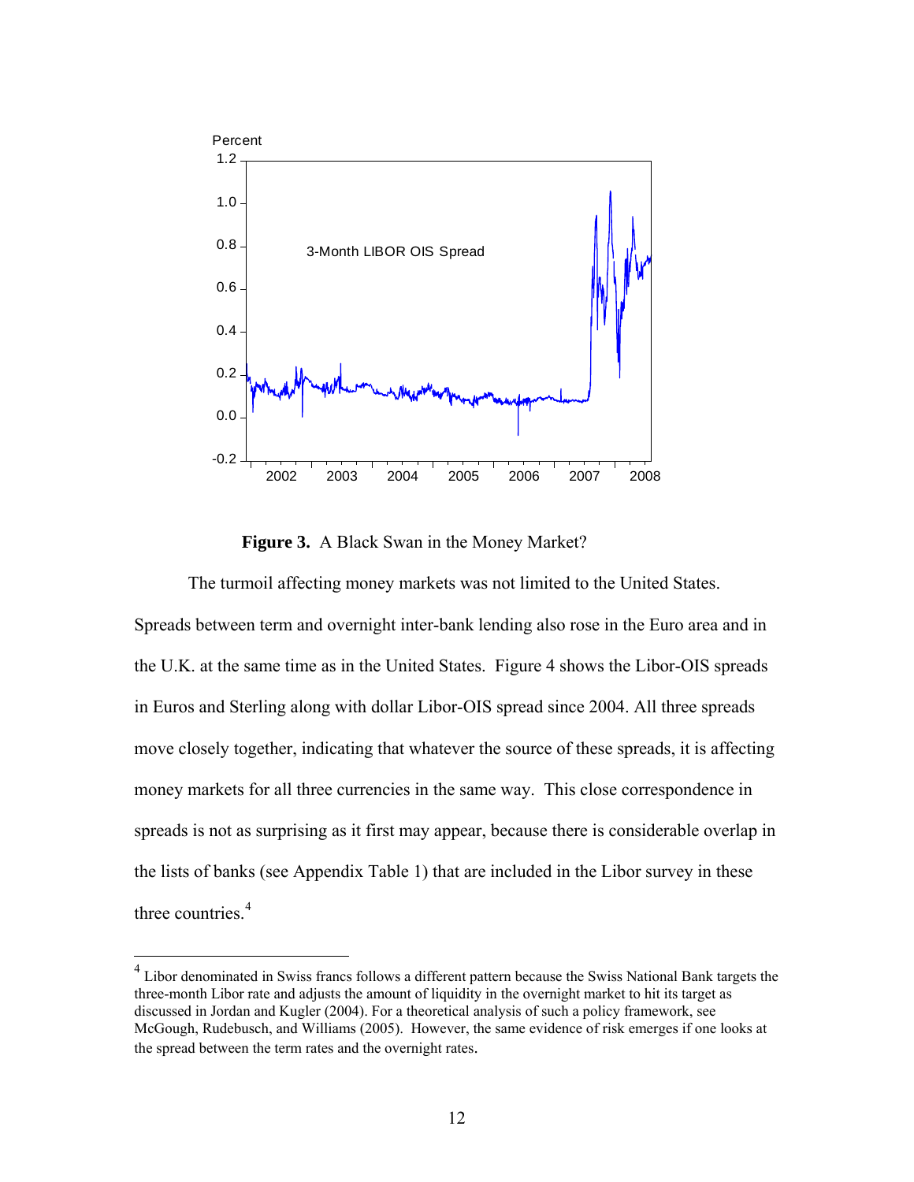**Figure 3.** A Black Swan in the Money Market?

The turmoil affecting money markets was not limited to the United States. Spreads between term and overnight inter-bank lending also rose in the Euro area and in the U.K. at the same time as in the United States. Figure 4 shows the Libor-OIS spreads in Euros and Sterling along with dollar Libor-OIS spread since 2004. All three spreads move closely together, indicating that whatever the source of these spreads, it is affecting money markets for all three currencies in the same way. This close correspondence in spreads is not as surprising as it first may appear, because there is considerable overlap in the lists of banks (see Appendix Table 1) that are included in the Libor survey in these three countries.[4]

---

[4] Libor denominated in Swiss francs follows a different pattern because the Swiss National Bank targets the three-month Libor rate and adjusts the amount of liquidity in the overnight market to hit its target as discussed in Jordan and Kugler (2004). For a theoretical analysis of such a policy framework, see McGough, Rudebusch, and Williams (2005). However, the same evidence of risk emerges if one looks at the spread between the term rates and the overnight rates.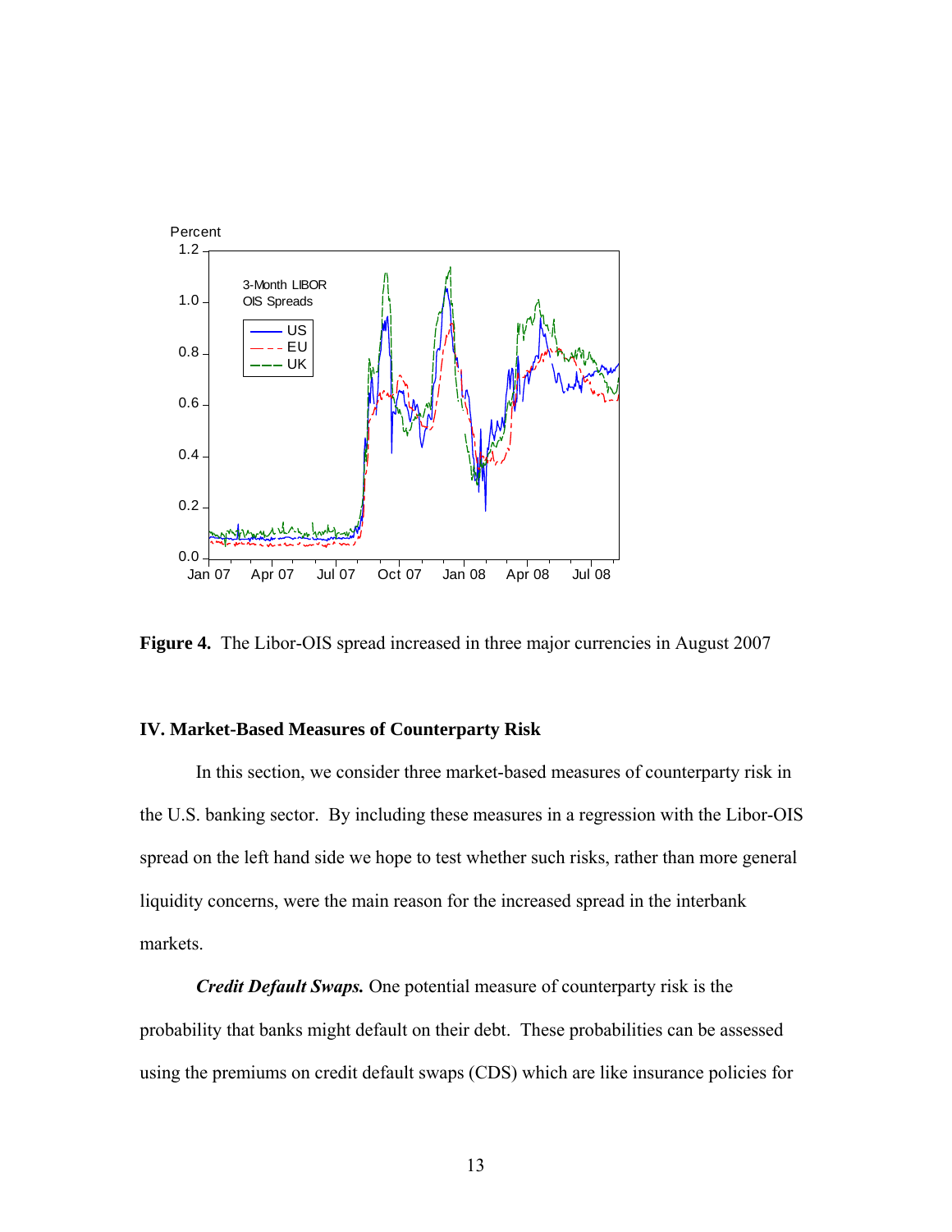**Figure 4.** The Libor-OIS spread increased in three major currencies in August 2007

### IV. Market-Based Measures of Counterparty Risk

In this section, we consider three market-based measures of counterparty risk in the U.S. banking sector. By including these measures in a regression with the Libor-OIS spread on the left hand side we hope to test whether such risks, rather than more general liquidity concerns, were the main reason for the increased spread in the interbank markets.

***Credit Default Swaps.*** One potential measure of counterparty risk is the probability that banks might default on their debt. These probabilities can be assessed using the premiums on credit default swaps (CDS) which are like insurance policies for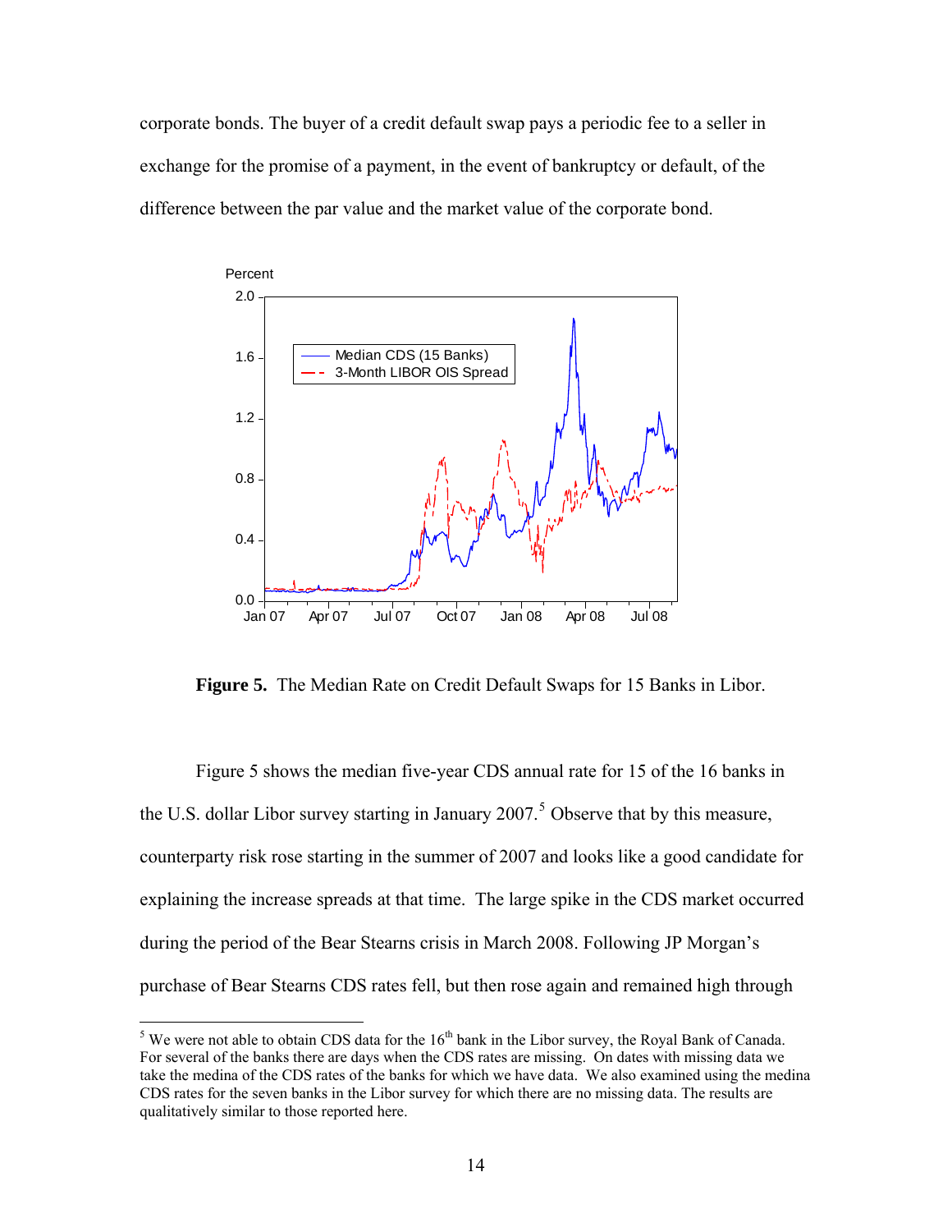corporate bonds. The buyer of a credit default swap pays a periodic fee to a seller in exchange for the promise of a payment, in the event of bankruptcy or default, of the difference between the par value and the market value of the corporate bond.

**Figure 5.** The Median Rate on Credit Default Swaps for 15 Banks in Libor.

Figure 5 shows the median five-year CDS annual rate for 15 of the 16 banks in the U.S. dollar Libor survey starting in January 2007.[5] Observe that by this measure, counterparty risk rose starting in the summer of 2007 and looks like a good candidate for explaining the increase spreads at that time. The large spike in the CDS market occurred during the period of the Bear Stearns crisis in March 2008. Following JP Morgan's purchase of Bear Stearns CDS rates fell, but then rose again and remained high through

[5] We were not able to obtain CDS data for the 16th bank in the Libor survey, the Royal Bank of Canada. For several of the banks there are days when the CDS rates are missing. On dates with missing data we take the medina of the CDS rates of the banks for which we have data. We also examined using the medina CDS rates for the seven banks in the Libor survey for which there are no missing data. The results are qualitatively similar to those reported here.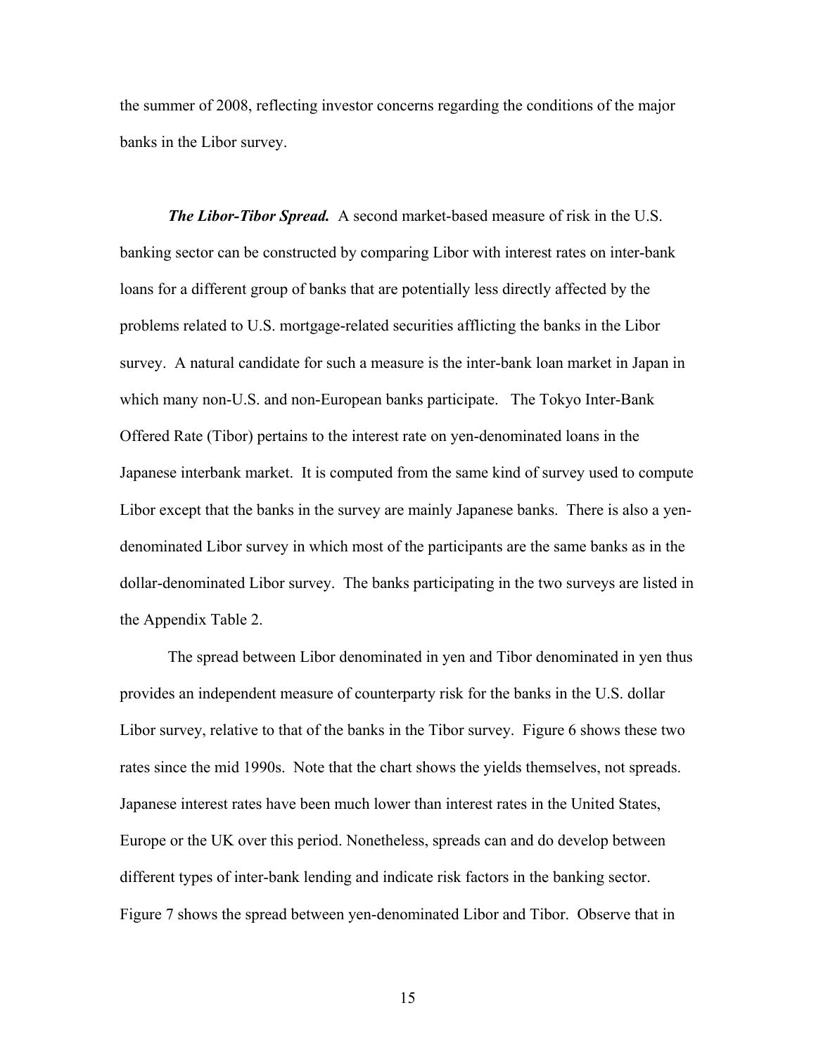the summer of 2008, reflecting investor concerns regarding the conditions of the major banks in the Libor survey.

***The Libor-Tibor Spread.*** A second market-based measure of risk in the U.S. banking sector can be constructed by comparing Libor with interest rates on inter-bank loans for a different group of banks that are potentially less directly affected by the problems related to U.S. mortgage-related securities afflicting the banks in the Libor survey. A natural candidate for such a measure is the inter-bank loan market in Japan in which many non-U.S. and non-European banks participate. The Tokyo Inter-Bank Offered Rate (Tibor) pertains to the interest rate on yen-denominated loans in the Japanese interbank market. It is computed from the same kind of survey used to compute Libor except that the banks in the survey are mainly Japanese banks. There is also a yen-denominated Libor survey in which most of the participants are the same banks as in the dollar-denominated Libor survey. The banks participating in the two surveys are listed in the Appendix Table 2.

The spread between Libor denominated in yen and Tibor denominated in yen thus provides an independent measure of counterparty risk for the banks in the U.S. dollar Libor survey, relative to that of the banks in the Tibor survey. Figure 6 shows these two rates since the mid 1990s. Note that the chart shows the yields themselves, not spreads. Japanese interest rates have been much lower than interest rates in the United States, Europe or the UK over this period. Nonetheless, spreads can and do develop between different types of inter-bank lending and indicate risk factors in the banking sector. Figure 7 shows the spread between yen-denominated Libor and Tibor. Observe that in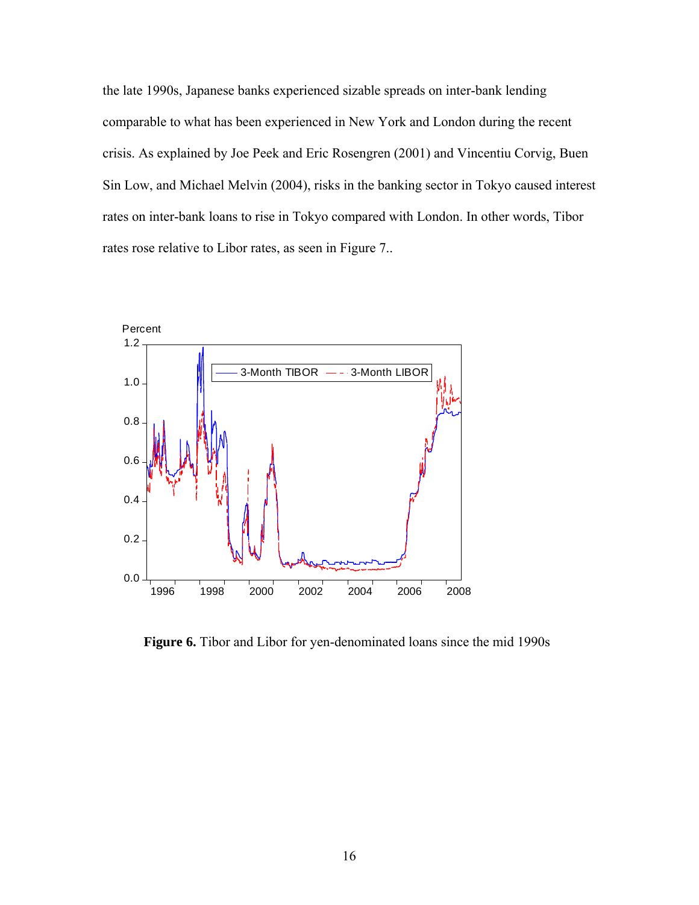the late 1990s, Japanese banks experienced sizable spreads on inter-bank lending comparable to what has been experienced in New York and London during the recent crisis. As explained by Joe Peek and Eric Rosengren (2001) and Vincentiu Corvig, Buen Sin Low, and Michael Melvin (2004), risks in the banking sector in Tokyo caused interest rates on inter-bank loans to rise in Tokyo compared with London. In other words, Tibor rates rose relative to Libor rates, as seen in Figure 7..

**Figure 6.** Tibor and Libor for yen-denominated loans since the mid 1990s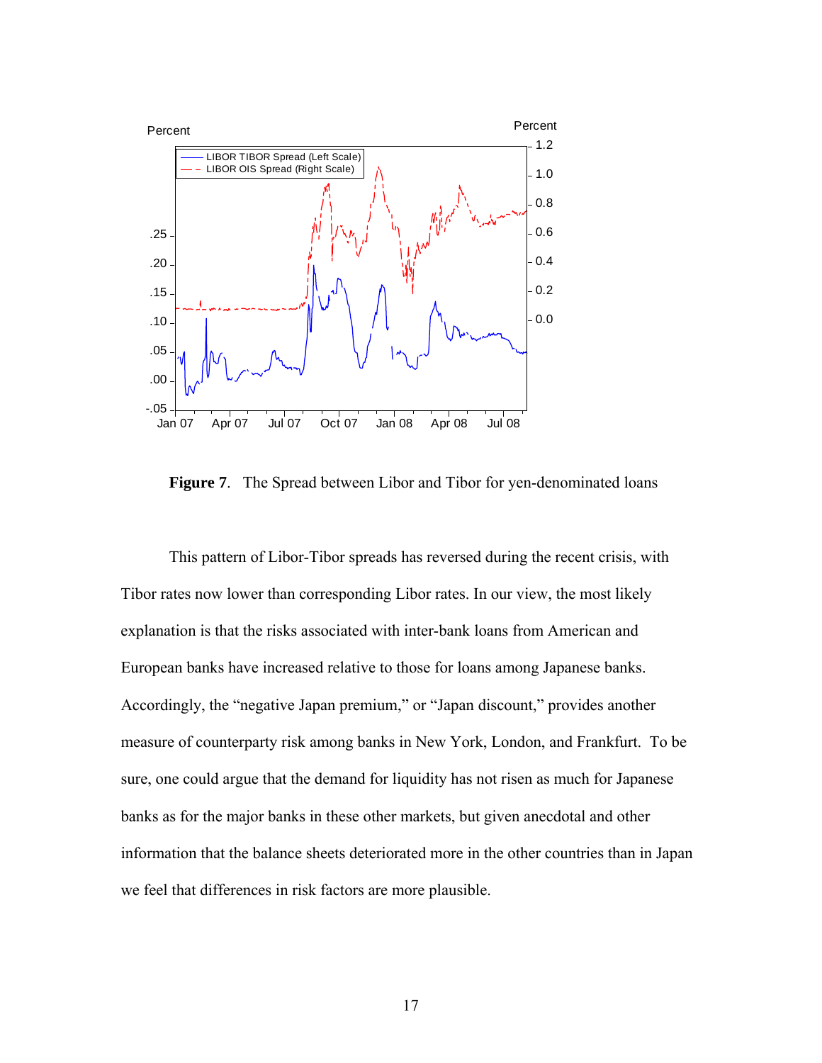**Figure 7**. The Spread between Libor and Tibor for yen-denominated loans

This pattern of Libor-Tibor spreads has reversed during the recent crisis, with Tibor rates now lower than corresponding Libor rates. In our view, the most likely explanation is that the risks associated with inter-bank loans from American and European banks have increased relative to those for loans among Japanese banks. Accordingly, the "negative Japan premium," or "Japan discount," provides another measure of counterparty risk among banks in New York, London, and Frankfurt. To be sure, one could argue that the demand for liquidity has not risen as much for Japanese banks as for the major banks in these other markets, but given anecdotal and other information that the balance sheets deteriorated more in the other countries than in Japan we feel that differences in risk factors are more plausible.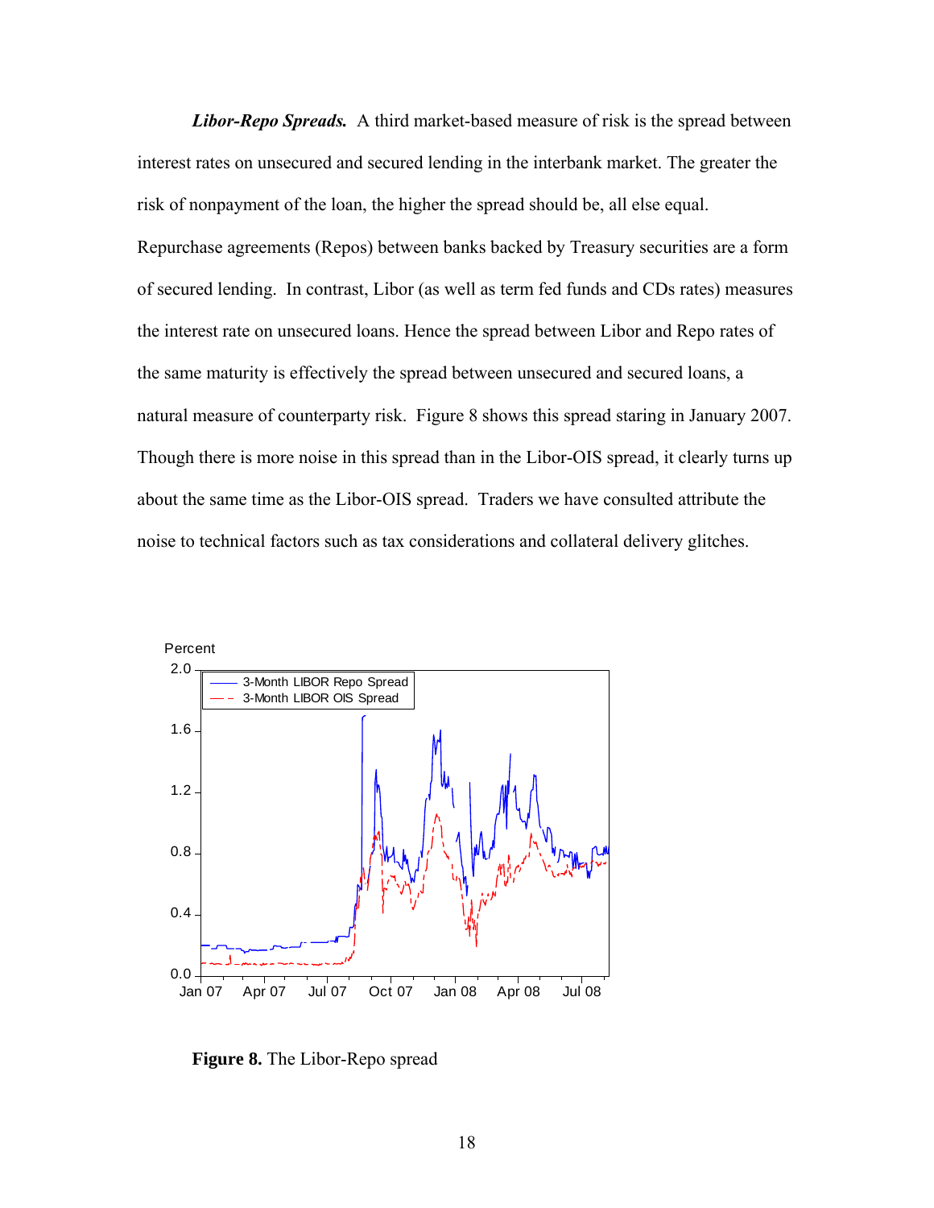***Libor-Repo Spreads.*** A third market-based measure of risk is the spread between interest rates on unsecured and secured lending in the interbank market. The greater the risk of nonpayment of the loan, the higher the spread should be, all else equal. Repurchase agreements (Repos) between banks backed by Treasury securities are a form of secured lending. In contrast, Libor (as well as term fed funds and CDs rates) measures the interest rate on unsecured loans. Hence the spread between Libor and Repo rates of the same maturity is effectively the spread between unsecured and secured loans, a natural measure of counterparty risk. Figure 8 shows this spread staring in January 2007. Though there is more noise in this spread than in the Libor-OIS spread, it clearly turns up about the same time as the Libor-OIS spread. Traders we have consulted attribute the noise to technical factors such as tax considerations and collateral delivery glitches.

**Figure 8.** The Libor-Repo spread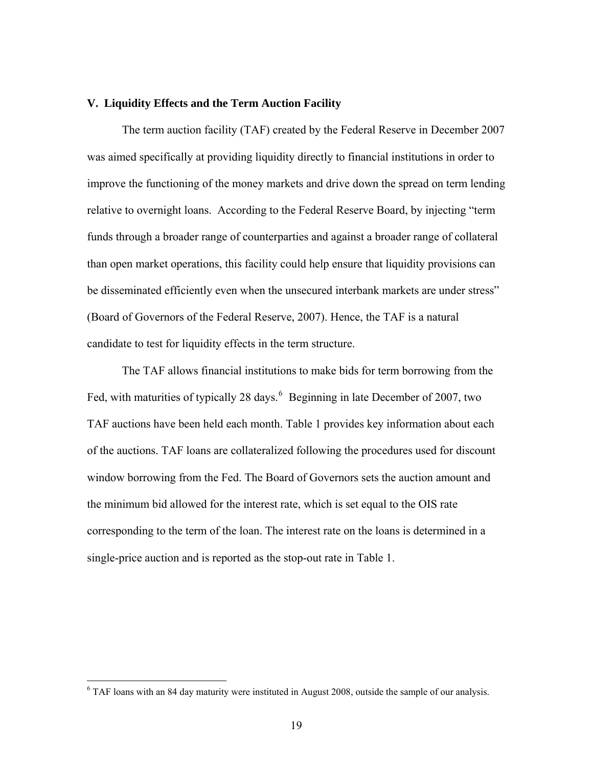### V. Liquidity Effects and the Term Auction Facility

The term auction facility (TAF) created by the Federal Reserve in December 2007 was aimed specifically at providing liquidity directly to financial institutions in order to improve the functioning of the money markets and drive down the spread on term lending relative to overnight loans. According to the Federal Reserve Board, by injecting "term funds through a broader range of counterparties and against a broader range of collateral than open market operations, this facility could help ensure that liquidity provisions can be disseminated efficiently even when the unsecured interbank markets are under stress" (Board of Governors of the Federal Reserve, 2007). Hence, the TAF is a natural candidate to test for liquidity effects in the term structure.

The TAF allows financial institutions to make bids for term borrowing from the Fed, with maturities of typically 28 days.[6] Beginning in late December of 2007, two TAF auctions have been held each month. Table 1 provides key information about each of the auctions. TAF loans are collateralized following the procedures used for discount window borrowing from the Fed. The Board of Governors sets the auction amount and the minimum bid allowed for the interest rate, which is set equal to the OIS rate corresponding to the term of the loan. The interest rate on the loans is determined in a single-price auction and is reported as the stop-out rate in Table 1.

[6] TAF loans with an 84 day maturity were instituted in August 2008, outside the sample of our analysis.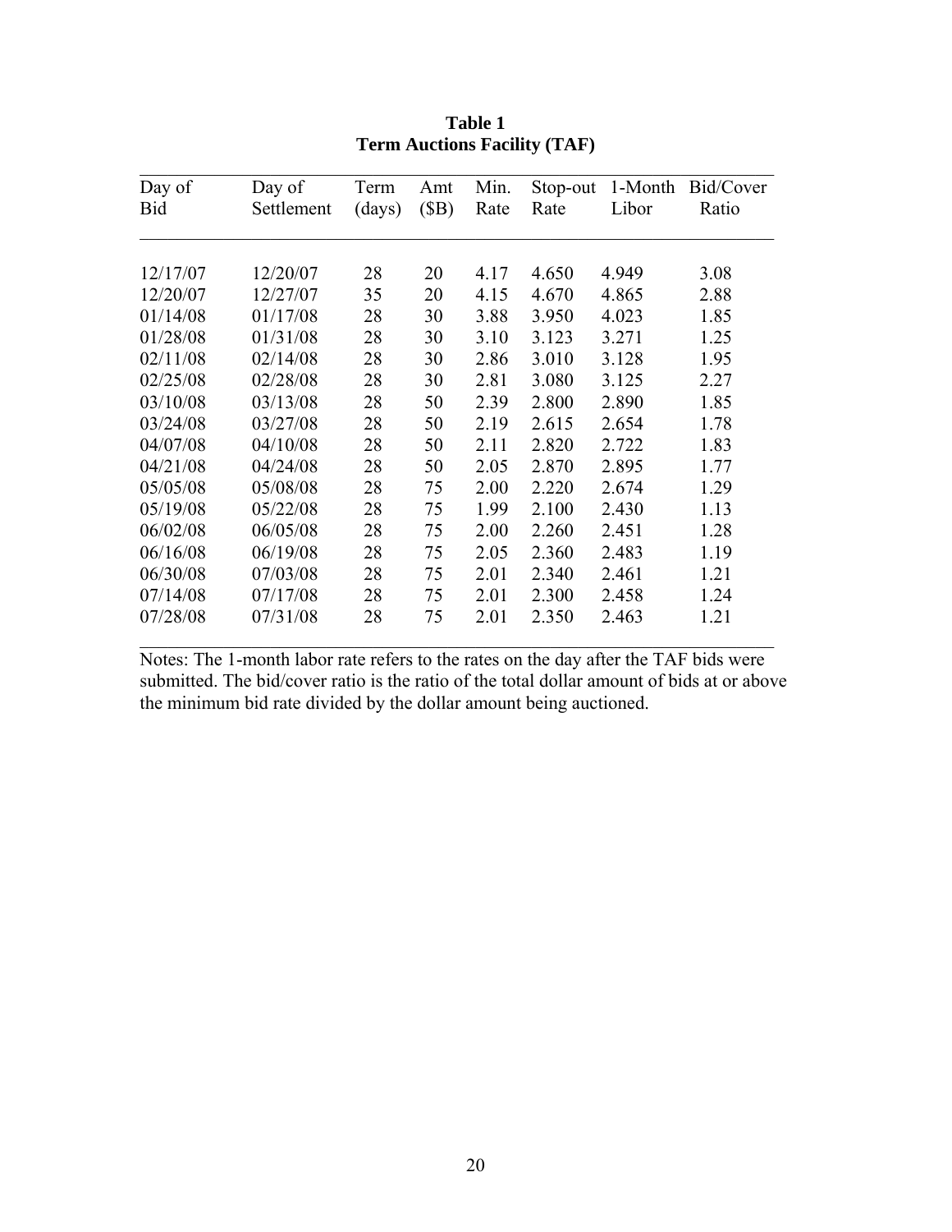**Table 1**
**Term Auctions Facility (TAF)**

| Day of Bid | Day of Settlement | Term (days) | Amt ($B) | Min. Rate | Stop-out Rate | 1-Month Libor | Bid/Cover Ratio |
|---|---|---|---|---|---|---|---|
| 12/17/07 | 12/20/07 | 28 | 20 | 4.17 | 4.650 | 4.949 | 3.08 |
| 12/20/07 | 12/27/07 | 35 | 20 | 4.15 | 4.670 | 4.865 | 2.88 |
| 01/14/08 | 01/17/08 | 28 | 30 | 3.88 | 3.950 | 4.023 | 1.85 |
| 01/28/08 | 01/31/08 | 28 | 30 | 3.10 | 3.123 | 3.271 | 1.25 |
| 02/11/08 | 02/14/08 | 28 | 30 | 2.86 | 3.010 | 3.128 | 1.95 |
| 02/25/08 | 02/28/08 | 28 | 30 | 2.81 | 3.080 | 3.125 | 2.27 |
| 03/10/08 | 03/13/08 | 28 | 50 | 2.39 | 2.800 | 2.890 | 1.85 |
| 03/24/08 | 03/27/08 | 28 | 50 | 2.19 | 2.615 | 2.654 | 1.78 |
| 04/07/08 | 04/10/08 | 28 | 50 | 2.11 | 2.820 | 2.722 | 1.83 |
| 04/21/08 | 04/24/08 | 28 | 50 | 2.05 | 2.870 | 2.895 | 1.77 |
| 05/05/08 | 05/08/08 | 28 | 75 | 2.00 | 2.220 | 2.674 | 1.29 |
| 05/19/08 | 05/22/08 | 28 | 75 | 1.99 | 2.100 | 2.430 | 1.13 |
| 06/02/08 | 06/05/08 | 28 | 75 | 2.00 | 2.260 | 2.451 | 1.28 |
| 06/16/08 | 06/19/08 | 28 | 75 | 2.05 | 2.360 | 2.483 | 1.19 |
| 06/30/08 | 07/03/08 | 28 | 75 | 2.01 | 2.340 | 2.461 | 1.21 |
| 07/14/08 | 07/17/08 | 28 | 75 | 2.01 | 2.300 | 2.458 | 1.24 |
| 07/28/08 | 07/31/08 | 28 | 75 | 2.01 | 2.350 | 2.463 | 1.21 |

Notes: The 1-month labor rate refers to the rates on the day after the TAF bids were submitted. The bid/cover ratio is the ratio of the total dollar amount of bids at or above the minimum bid rate divided by the dollar amount being auctioned.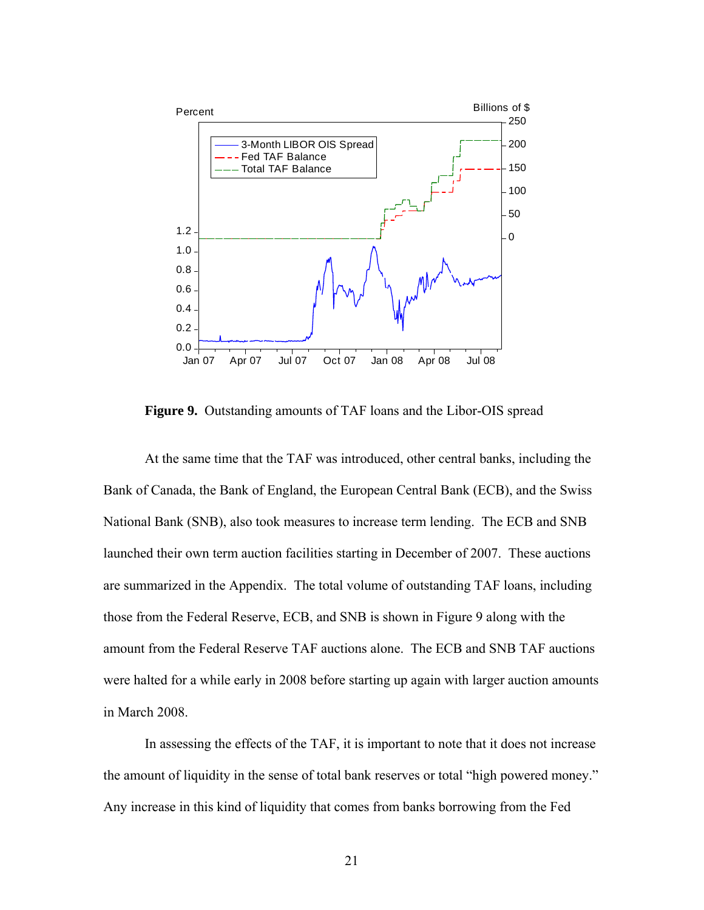**Figure 9.** Outstanding amounts of TAF loans and the Libor-OIS spread

At the same time that the TAF was introduced, other central banks, including the Bank of Canada, the Bank of England, the European Central Bank (ECB), and the Swiss National Bank (SNB), also took measures to increase term lending. The ECB and SNB launched their own term auction facilities starting in December of 2007. These auctions are summarized in the Appendix. The total volume of outstanding TAF loans, including those from the Federal Reserve, ECB, and SNB is shown in Figure 9 along with the amount from the Federal Reserve TAF auctions alone. The ECB and SNB TAF auctions were halted for a while early in 2008 before starting up again with larger auction amounts in March 2008.

In assessing the effects of the TAF, it is important to note that it does not increase the amount of liquidity in the sense of total bank reserves or total "high powered money." Any increase in this kind of liquidity that comes from banks borrowing from the Fed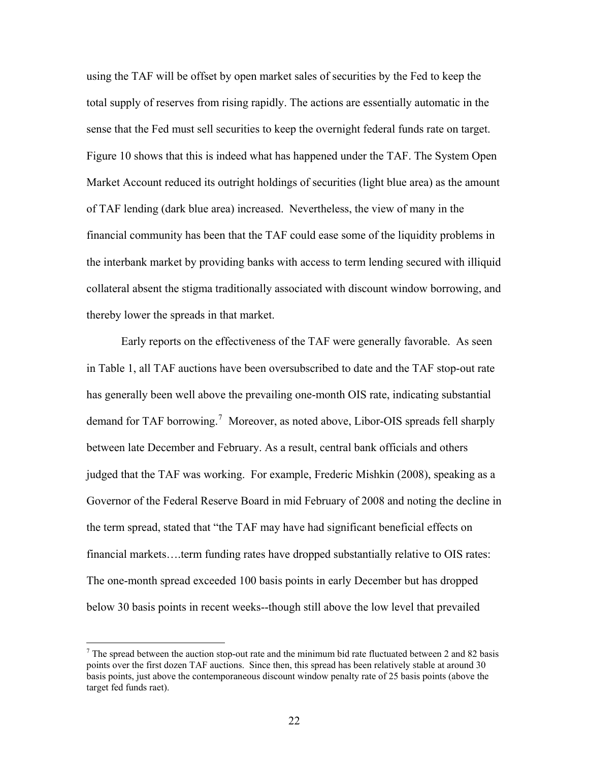using the TAF will be offset by open market sales of securities by the Fed to keep the total supply of reserves from rising rapidly. The actions are essentially automatic in the sense that the Fed must sell securities to keep the overnight federal funds rate on target. Figure 10 shows that this is indeed what has happened under the TAF. The System Open Market Account reduced its outright holdings of securities (light blue area) as the amount of TAF lending (dark blue area) increased. Nevertheless, the view of many in the financial community has been that the TAF could ease some of the liquidity problems in the interbank market by providing banks with access to term lending secured with illiquid collateral absent the stigma traditionally associated with discount window borrowing, and thereby lower the spreads in that market.

Early reports on the effectiveness of the TAF were generally favorable. As seen in Table 1, all TAF auctions have been oversubscribed to date and the TAF stop-out rate has generally been well above the prevailing one-month OIS rate, indicating substantial demand for TAF borrowing.[7] Moreover, as noted above, Libor-OIS spreads fell sharply between late December and February. As a result, central bank officials and others judged that the TAF was working. For example, Frederic Mishkin (2008), speaking as a Governor of the Federal Reserve Board in mid February of 2008 and noting the decline in the term spread, stated that "the TAF may have had significant beneficial effects on financial markets….term funding rates have dropped substantially relative to OIS rates: The one-month spread exceeded 100 basis points in early December but has dropped below 30 basis points in recent weeks--though still above the low level that prevailed

[7] The spread between the auction stop-out rate and the minimum bid rate fluctuated between 2 and 82 basis points over the first dozen TAF auctions. Since then, this spread has been relatively stable at around 30 basis points, just above the contemporaneous discount window penalty rate of 25 basis points (above the target fed funds raet).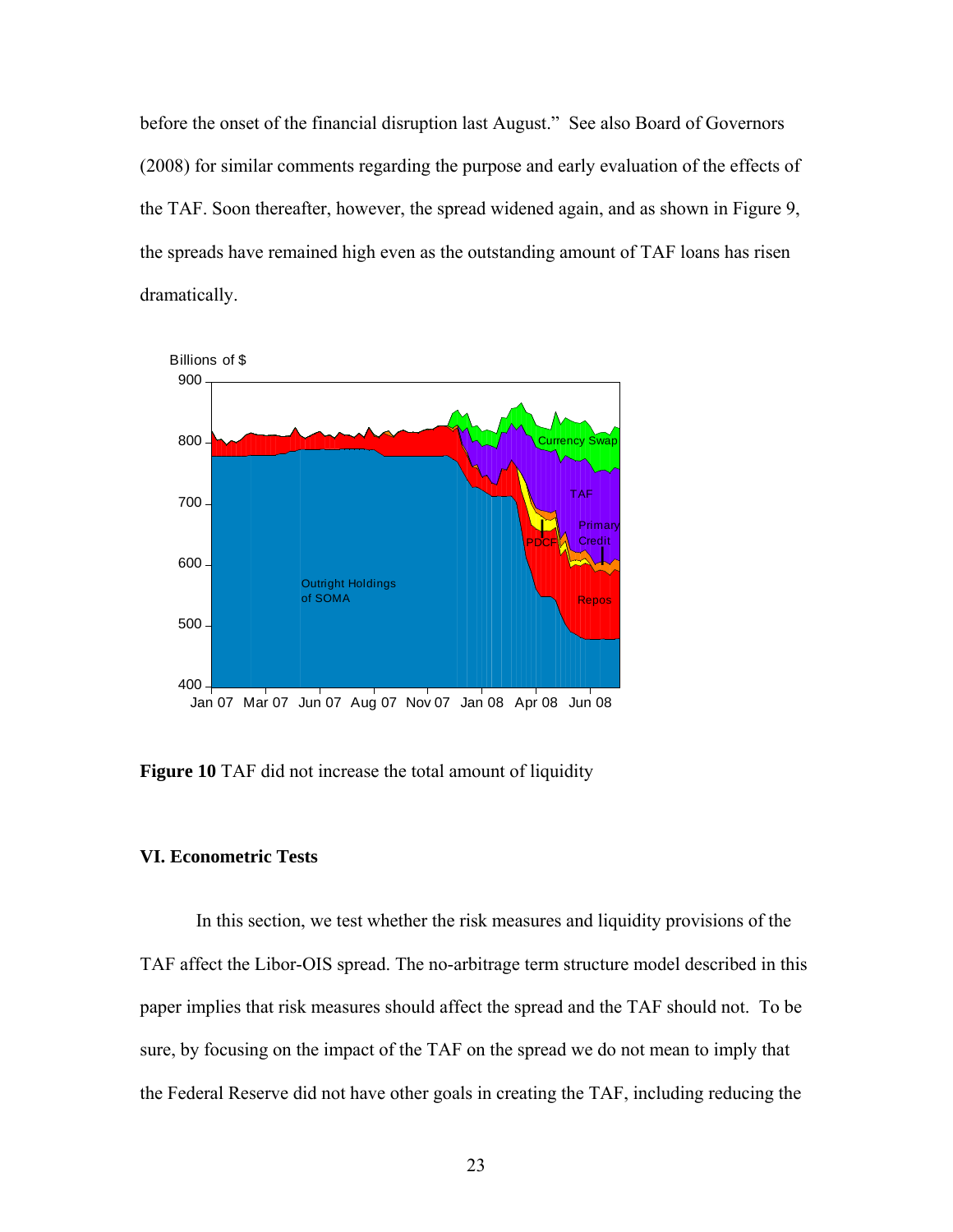before the onset of the financial disruption last August." See also Board of Governors (2008) for similar comments regarding the purpose and early evaluation of the effects of the TAF. Soon thereafter, however, the spread widened again, and as shown in Figure 9, the spreads have remained high even as the outstanding amount of TAF loans has risen dramatically.

**Figure 10** TAF did not increase the total amount of liquidity

## VI. Econometric Tests

In this section, we test whether the risk measures and liquidity provisions of the TAF affect the Libor-OIS spread. The no-arbitrage term structure model described in this paper implies that risk measures should affect the spread and the TAF should not. To be sure, by focusing on the impact of the TAF on the spread we do not mean to imply that the Federal Reserve did not have other goals in creating the TAF, including reducing the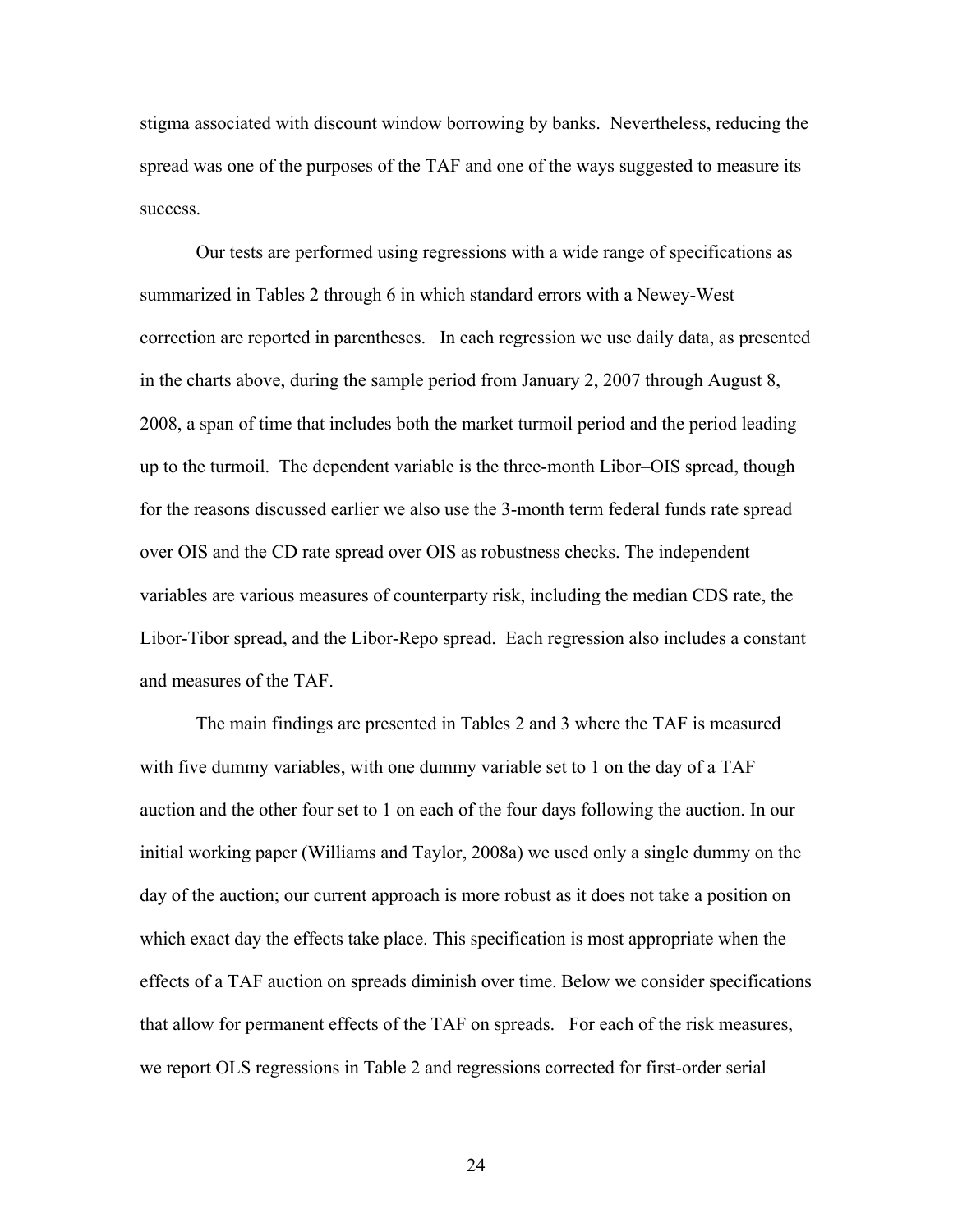stigma associated with discount window borrowing by banks. Nevertheless, reducing the spread was one of the purposes of the TAF and one of the ways suggested to measure its success.

Our tests are performed using regressions with a wide range of specifications as summarized in Tables 2 through 6 in which standard errors with a Newey-West correction are reported in parentheses. In each regression we use daily data, as presented in the charts above, during the sample period from January 2, 2007 through August 8, 2008, a span of time that includes both the market turmoil period and the period leading up to the turmoil. The dependent variable is the three-month Libor–OIS spread, though for the reasons discussed earlier we also use the 3-month term federal funds rate spread over OIS and the CD rate spread over OIS as robustness checks. The independent variables are various measures of counterparty risk, including the median CDS rate, the Libor-Tibor spread, and the Libor-Repo spread. Each regression also includes a constant and measures of the TAF.

The main findings are presented in Tables 2 and 3 where the TAF is measured with five dummy variables, with one dummy variable set to 1 on the day of a TAF auction and the other four set to 1 on each of the four days following the auction. In our initial working paper (Williams and Taylor, 2008a) we used only a single dummy on the day of the auction; our current approach is more robust as it does not take a position on which exact day the effects take place. This specification is most appropriate when the effects of a TAF auction on spreads diminish over time. Below we consider specifications that allow for permanent effects of the TAF on spreads. For each of the risk measures, we report OLS regressions in Table 2 and regressions corrected for first-order serial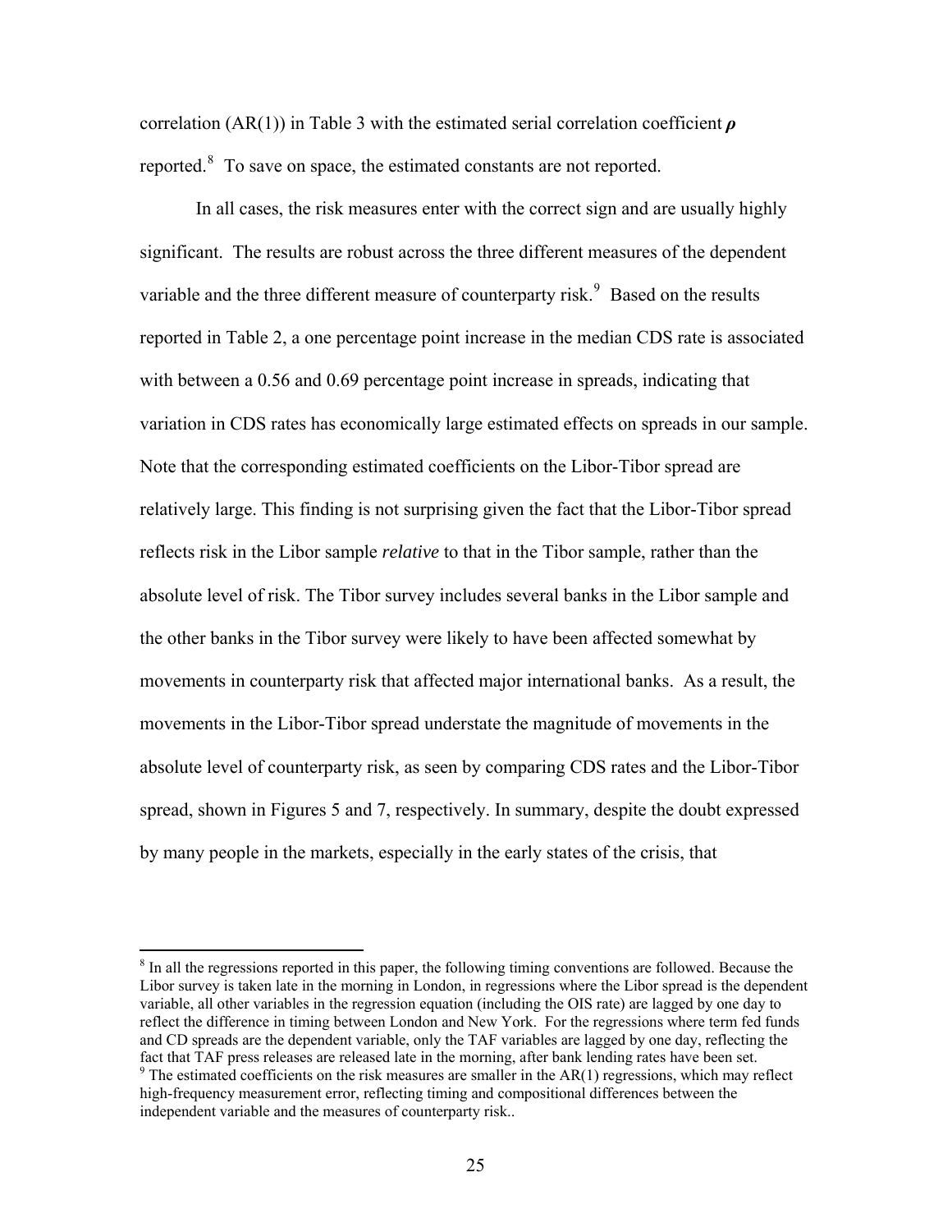correlation (AR(1)) in Table 3 with the estimated serial correlation coefficient $\boldsymbol{\rho}$ reported.[8] To save on space, the estimated constants are not reported.

In all cases, the risk measures enter with the correct sign and are usually highly significant. The results are robust across the three different measures of the dependent variable and the three different measure of counterparty risk.[9] Based on the results reported in Table 2, a one percentage point increase in the median CDS rate is associated with between a 0.56 and 0.69 percentage point increase in spreads, indicating that variation in CDS rates has economically large estimated effects on spreads in our sample. Note that the corresponding estimated coefficients on the Libor-Tibor spread are relatively large. This finding is not surprising given the fact that the Libor-Tibor spread reflects risk in the Libor sample *relative* to that in the Tibor sample, rather than the absolute level of risk. The Tibor survey includes several banks in the Libor sample and the other banks in the Tibor survey were likely to have been affected somewhat by movements in counterparty risk that affected major international banks. As a result, the movements in the Libor-Tibor spread understate the magnitude of movements in the absolute level of counterparty risk, as seen by comparing CDS rates and the Libor-Tibor spread, shown in Figures 5 and 7, respectively. In summary, despite the doubt expressed by many people in the markets, especially in the early states of the crisis, that

---

[8] In all the regressions reported in this paper, the following timing conventions are followed. Because the Libor survey is taken late in the morning in London, in regressions where the Libor spread is the dependent variable, all other variables in the regression equation (including the OIS rate) are lagged by one day to reflect the difference in timing between London and New York. For the regressions where term fed funds and CD spreads are the dependent variable, only the TAF variables are lagged by one day, reflecting the fact that TAF press releases are released late in the morning, after bank lending rates have been set.

[9] The estimated coefficients on the risk measures are smaller in the AR(1) regressions, which may reflect high-frequency measurement error, reflecting timing and compositional differences between the independent variable and the measures of counterparty risk..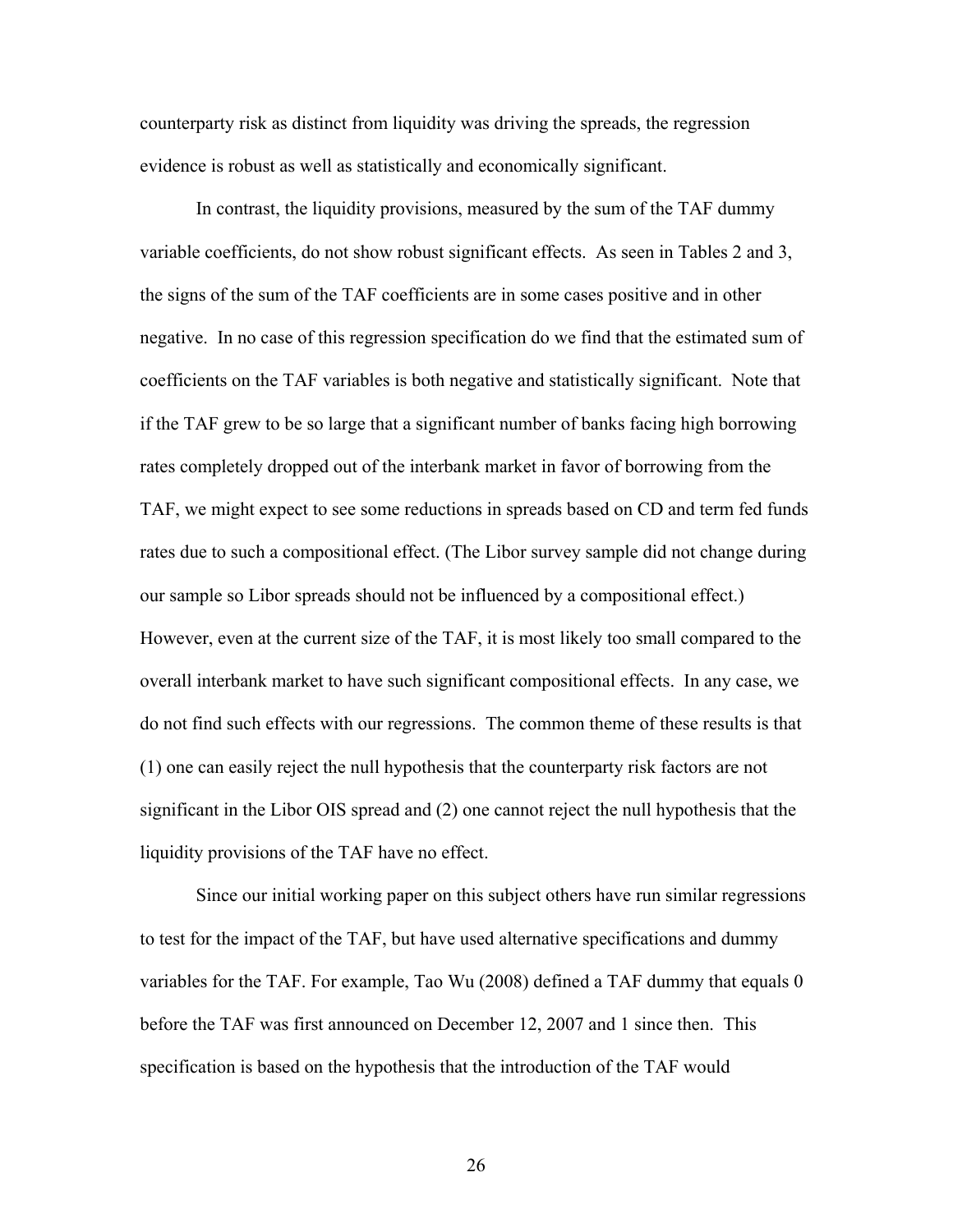counterparty risk as distinct from liquidity was driving the spreads, the regression evidence is robust as well as statistically and economically significant.

In contrast, the liquidity provisions, measured by the sum of the TAF dummy variable coefficients, do not show robust significant effects. As seen in Tables 2 and 3, the signs of the sum of the TAF coefficients are in some cases positive and in other negative. In no case of this regression specification do we find that the estimated sum of coefficients on the TAF variables is both negative and statistically significant. Note that if the TAF grew to be so large that a significant number of banks facing high borrowing rates completely dropped out of the interbank market in favor of borrowing from the TAF, we might expect to see some reductions in spreads based on CD and term fed funds rates due to such a compositional effect. (The Libor survey sample did not change during our sample so Libor spreads should not be influenced by a compositional effect.) However, even at the current size of the TAF, it is most likely too small compared to the overall interbank market to have such significant compositional effects. In any case, we do not find such effects with our regressions. The common theme of these results is that (1) one can easily reject the null hypothesis that the counterparty risk factors are not significant in the Libor OIS spread and (2) one cannot reject the null hypothesis that the liquidity provisions of the TAF have no effect.

Since our initial working paper on this subject others have run similar regressions to test for the impact of the TAF, but have used alternative specifications and dummy variables for the TAF. For example, Tao Wu (2008) defined a TAF dummy that equals 0 before the TAF was first announced on December 12, 2007 and 1 since then. This specification is based on the hypothesis that the introduction of the TAF would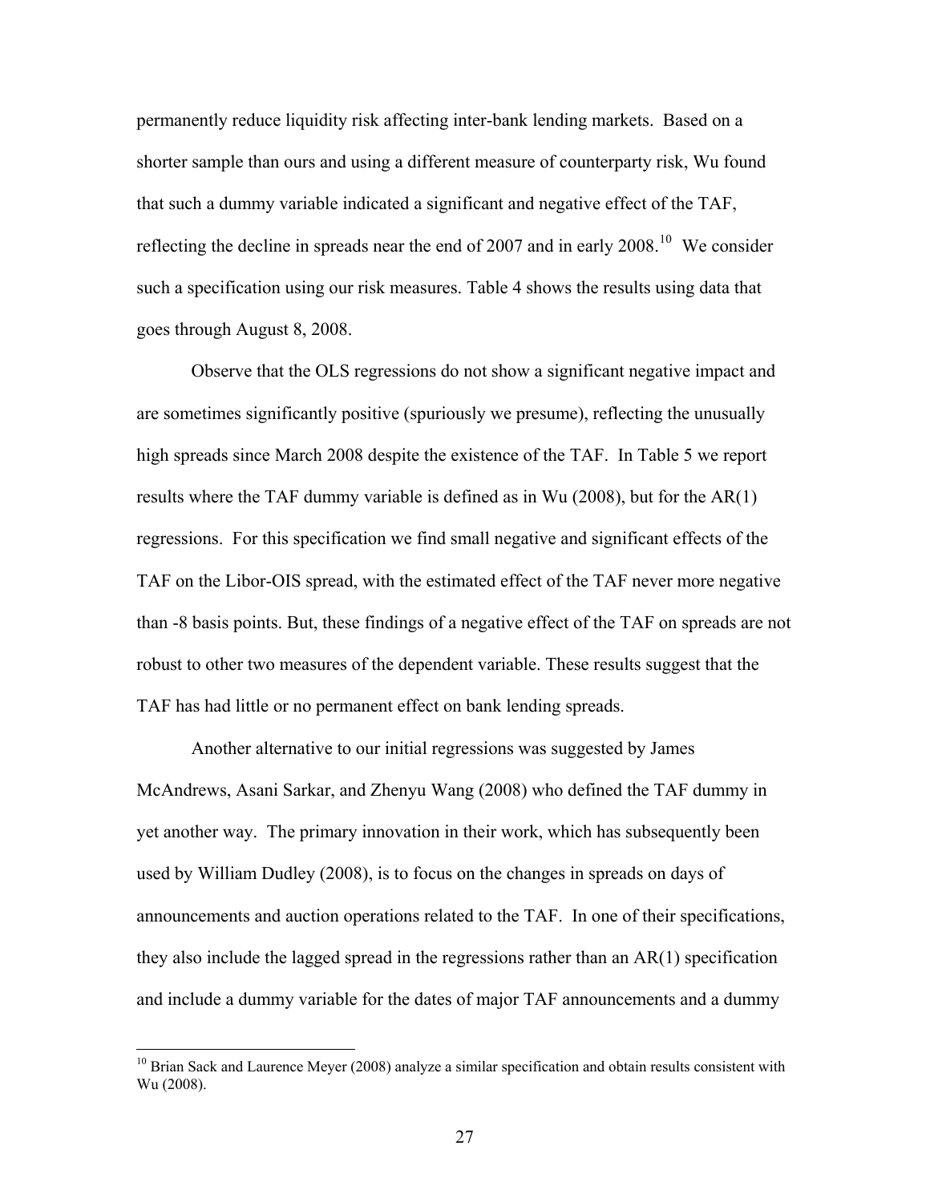permanently reduce liquidity risk affecting inter-bank lending markets. Based on a shorter sample than ours and using a different measure of counterparty risk, Wu found that such a dummy variable indicated a significant and negative effect of the TAF, reflecting the decline in spreads near the end of 2007 and in early 2008.[10] We consider such a specification using our risk measures. Table 4 shows the results using data that goes through August 8, 2008.

Observe that the OLS regressions do not show a significant negative impact and are sometimes significantly positive (spuriously we presume), reflecting the unusually high spreads since March 2008 despite the existence of the TAF. In Table 5 we report results where the TAF dummy variable is defined as in Wu (2008), but for the AR(1) regressions. For this specification we find small negative and significant effects of the TAF on the Libor-OIS spread, with the estimated effect of the TAF never more negative than -8 basis points. But, these findings of a negative effect of the TAF on spreads are not robust to other two measures of the dependent variable. These results suggest that the TAF has had little or no permanent effect on bank lending spreads.

Another alternative to our initial regressions was suggested by James McAndrews, Asani Sarkar, and Zhenyu Wang (2008) who defined the TAF dummy in yet another way. The primary innovation in their work, which has subsequently been used by William Dudley (2008), is to focus on the changes in spreads on days of announcements and auction operations related to the TAF. In one of their specifications, they also include the lagged spread in the regressions rather than an AR(1) specification and include a dummy variable for the dates of major TAF announcements and a dummy

[10] Brian Sack and Laurence Meyer (2008) analyze a similar specification and obtain results consistent with Wu (2008).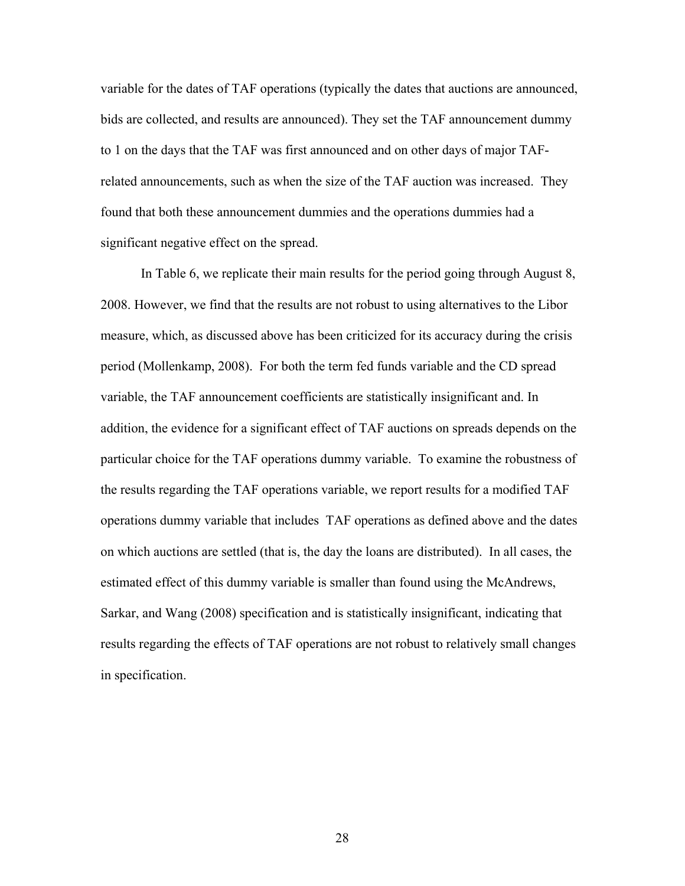variable for the dates of TAF operations (typically the dates that auctions are announced, bids are collected, and results are announced). They set the TAF announcement dummy to 1 on the days that the TAF was first announced and on other days of major TAF-related announcements, such as when the size of the TAF auction was increased. They found that both these announcement dummies and the operations dummies had a significant negative effect on the spread.

In Table 6, we replicate their main results for the period going through August 8, 2008. However, we find that the results are not robust to using alternatives to the Libor measure, which, as discussed above has been criticized for its accuracy during the crisis period (Mollenkamp, 2008). For both the term fed funds variable and the CD spread variable, the TAF announcement coefficients are statistically insignificant and. In addition, the evidence for a significant effect of TAF auctions on spreads depends on the particular choice for the TAF operations dummy variable. To examine the robustness of the results regarding the TAF operations variable, we report results for a modified TAF operations dummy variable that includes TAF operations as defined above and the dates on which auctions are settled (that is, the day the loans are distributed). In all cases, the estimated effect of this dummy variable is smaller than found using the McAndrews, Sarkar, and Wang (2008) specification and is statistically insignificant, indicating that results regarding the effects of TAF operations are not robust to relatively small changes in specification.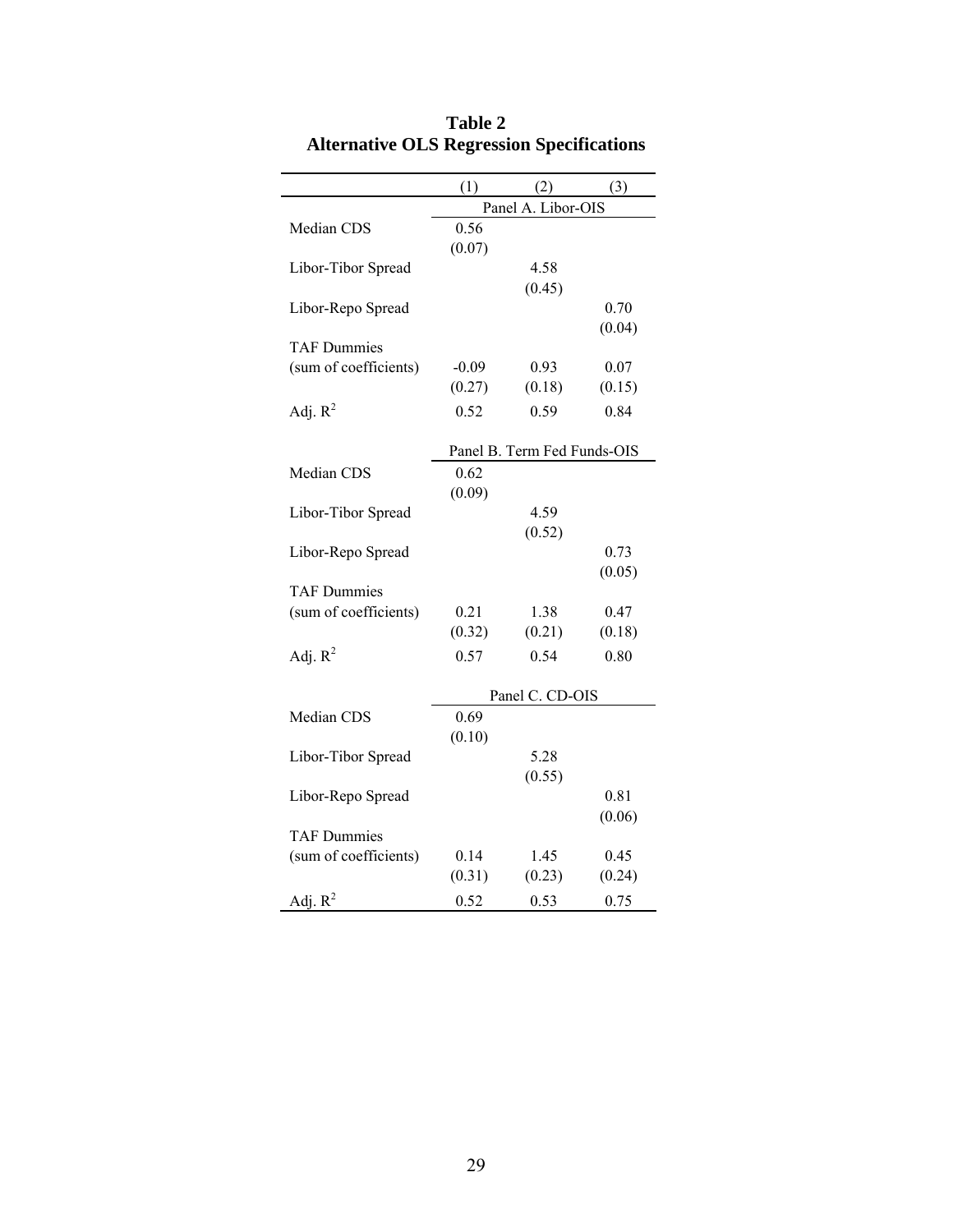**Table 2**
**Alternative OLS Regression Specifications**

| | (1) | (2) | (3) |
|---|---|---|---|
| | Panel A. Libor-OIS | | |
| Median CDS | 0.56 | | |
| | (0.07) | | |
| Libor-Tibor Spread | | 4.58 | |
| | | (0.45) | |
| Libor-Repo Spread | | | 0.70 |
| | | | (0.04) |
| TAF Dummies | | | |
| (sum of coefficients) | -0.09 | 0.93 | 0.07 |
| | (0.27) | (0.18) | (0.15) |
| Adj. $R^2$ | 0.52 | 0.59 | 0.84 |
| | Panel B. Term Fed Funds-OIS | | |
| Median CDS | 0.62 | | |
| | (0.09) | | |
| Libor-Tibor Spread | | 4.59 | |
| | | (0.52) | |
| Libor-Repo Spread | | | 0.73 |
| | | | (0.05) |
| TAF Dummies | | | |
| (sum of coefficients) | 0.21 | 1.38 | 0.47 |
| | (0.32) | (0.21) | (0.18) |
| Adj. $R^2$ | 0.57 | 0.54 | 0.80 |
| | Panel C. CD-OIS | | |
| Median CDS | 0.69 | | |
| | (0.10) | | |
| Libor-Tibor Spread | | 5.28 | |
| | | (0.55) | |
| Libor-Repo Spread | | | 0.81 |
| | | | (0.06) |
| TAF Dummies | | | |
| (sum of coefficients) | 0.14 | 1.45 | 0.45 |
| | (0.31) | (0.23) | (0.24) |
| Adj. $R^2$ | 0.52 | 0.53 | 0.75 |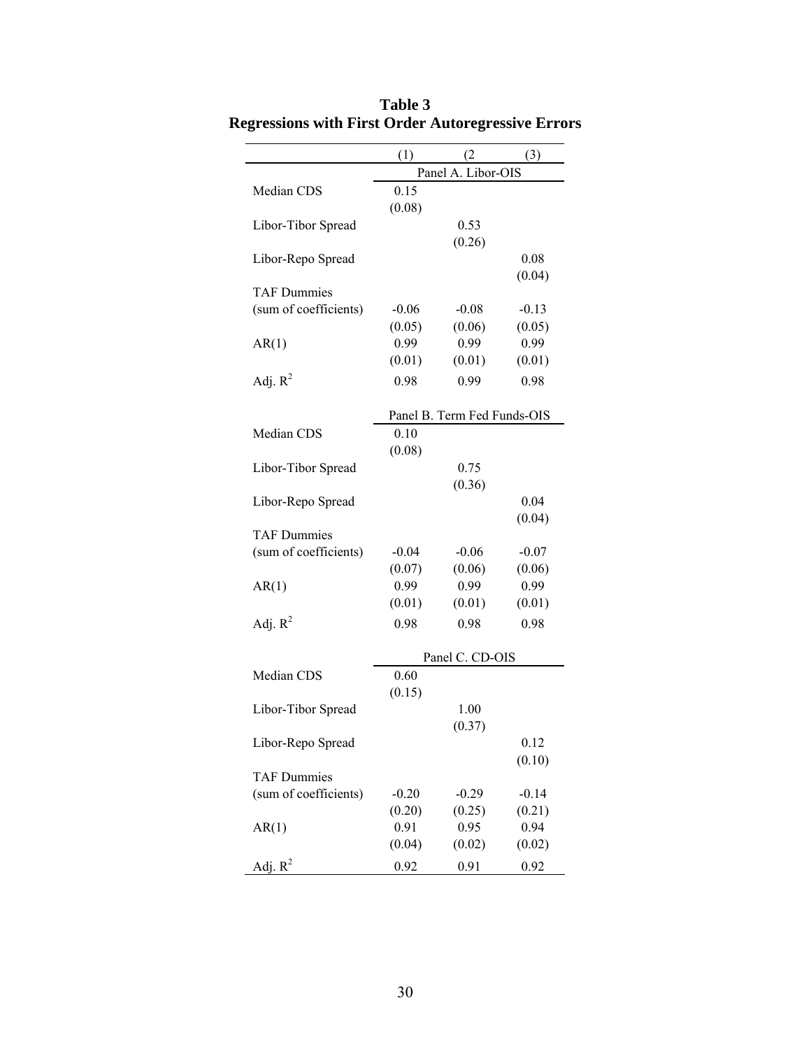**Table 3**
**Regressions with First Order Autoregressive Errors**

| | (1) | (2 | (3) |
|---|---|---|---|
| | Panel A. Libor-OIS | | |
| Median CDS | 0.15 | | |
| | (0.08) | | |
| Libor-Tibor Spread | | 0.53 | |
| | | (0.26) | |
| Libor-Repo Spread | | | 0.08 |
| | | | (0.04) |
| TAF Dummies | | | |
| (sum of coefficients) | -0.06 | -0.08 | -0.13 |
| | (0.05) | (0.06) | (0.05) |
| AR(1) | 0.99 | 0.99 | 0.99 |
| | (0.01) | (0.01) | (0.01) |
| Adj. $R^2$ | 0.98 | 0.99 | 0.98 |
| | Panel B. Term Fed Funds-OIS | | |
| Median CDS | 0.10 | | |
| | (0.08) | | |
| Libor-Tibor Spread | | 0.75 | |
| | | (0.36) | |
| Libor-Repo Spread | | | 0.04 |
| | | | (0.04) |
| TAF Dummies | | | |
| (sum of coefficients) | -0.04 | -0.06 | -0.07 |
| | (0.07) | (0.06) | (0.06) |
| AR(1) | 0.99 | 0.99 | 0.99 |
| | (0.01) | (0.01) | (0.01) |
| Adj. $R^2$ | 0.98 | 0.98 | 0.98 |
| | Panel C. CD-OIS | | |
| Median CDS | 0.60 | | |
| | (0.15) | | |
| Libor-Tibor Spread | | 1.00 | |
| | | (0.37) | |
| Libor-Repo Spread | | | 0.12 |
| | | | (0.10) |
| TAF Dummies | | | |
| (sum of coefficients) | -0.20 | -0.29 | -0.14 |
| | (0.20) | (0.25) | (0.21) |
| AR(1) | 0.91 | 0.95 | 0.94 |
| | (0.04) | (0.02) | (0.02) |
| Adj. $R^2$ | 0.92 | 0.91 | 0.92 |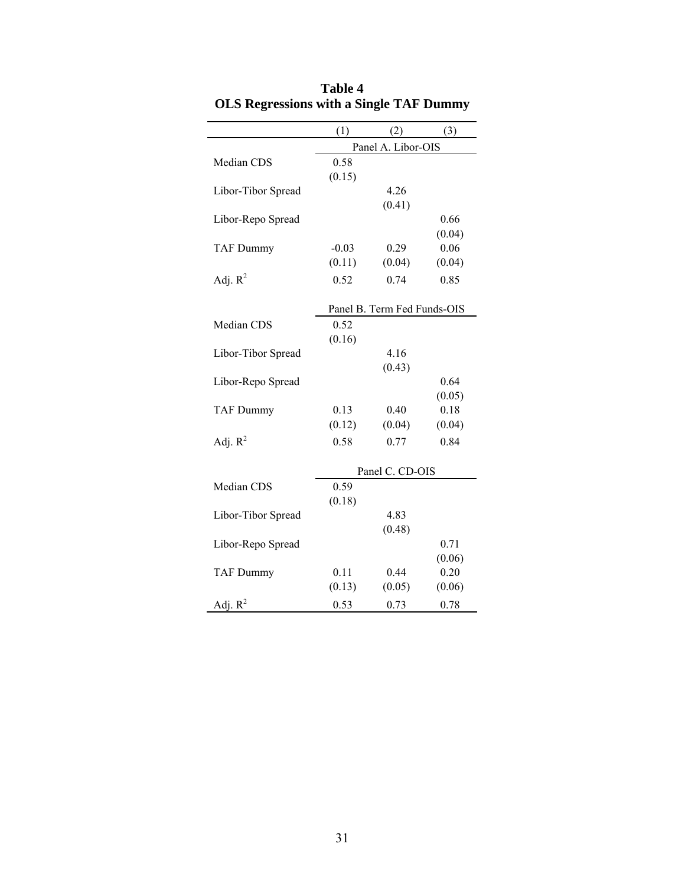**Table 4**
**OLS Regressions with a Single TAF Dummy**

| | (1) | (2) | (3) |
|---|---|---|---|
| | Panel A. Libor-OIS | | |
| Median CDS | 0.58 | | |
| | (0.15) | | |
| Libor-Tibor Spread | | 4.26 | |
| | | (0.41) | |
| Libor-Repo Spread | | | 0.66 |
| | | | (0.04) |
| TAF Dummy | -0.03 | 0.29 | 0.06 |
| | (0.11) | (0.04) | (0.04) |
| Adj. $R^2$ | 0.52 | 0.74 | 0.85 |
| | Panel B. Term Fed Funds-OIS | | |
| Median CDS | 0.52 | | |
| | (0.16) | | |
| Libor-Tibor Spread | | 4.16 | |
| | | (0.43) | |
| Libor-Repo Spread | | | 0.64 |
| | | | (0.05) |
| TAF Dummy | 0.13 | 0.40 | 0.18 |
| | (0.12) | (0.04) | (0.04) |
| Adj. $R^2$ | 0.58 | 0.77 | 0.84 |
| | Panel C. CD-OIS | | |
| Median CDS | 0.59 | | |
| | (0.18) | | |
| Libor-Tibor Spread | | 4.83 | |
| | | (0.48) | |
| Libor-Repo Spread | | | 0.71 |
| | | | (0.06) |
| TAF Dummy | 0.11 | 0.44 | 0.20 |
| | (0.13) | (0.05) | (0.06) |
| Adj. $R^2$ | 0.53 | 0.73 | 0.78 |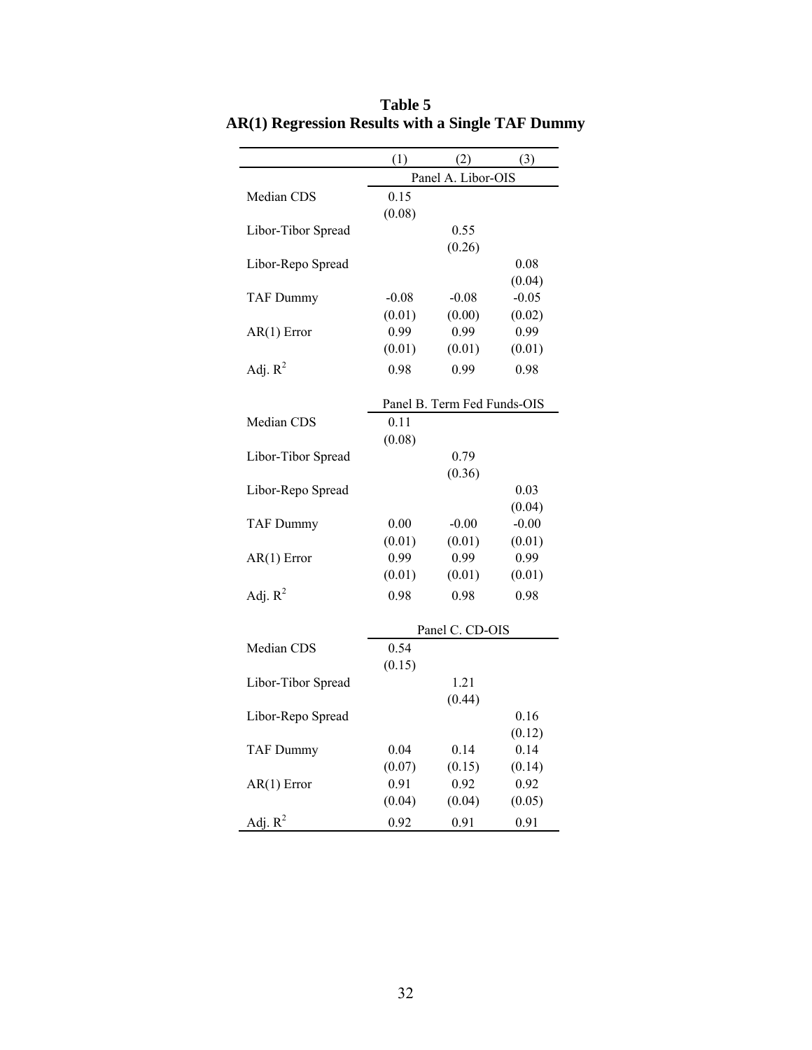**Table 5**
**AR(1) Regression Results with a Single TAF Dummy**

| | (1) | (2) | (3) |
|---|---|---|---|
| | Panel A. Libor-OIS | | |
| Median CDS | 0.15 | | |
| | (0.08) | | |
| Libor-Tibor Spread | | 0.55 | |
| | | (0.26) | |
| Libor-Repo Spread | | | 0.08 |
| | | | (0.04) |
| TAF Dummy | -0.08 | -0.08 | -0.05 |
| | (0.01) | (0.00) | (0.02) |
| AR(1) Error | 0.99 | 0.99 | 0.99 |
| | (0.01) | (0.01) | (0.01) |
| Adj. $R^2$ | 0.98 | 0.99 | 0.98 |
| | Panel B. Term Fed Funds-OIS | | |
| Median CDS | 0.11 | | |
| | (0.08) | | |
| Libor-Tibor Spread | | 0.79 | |
| | | (0.36) | |
| Libor-Repo Spread | | | 0.03 |
| | | | (0.04) |
| TAF Dummy | 0.00 | -0.00 | -0.00 |
| | (0.01) | (0.01) | (0.01) |
| AR(1) Error | 0.99 | 0.99 | 0.99 |
| | (0.01) | (0.01) | (0.01) |
| Adj. $R^2$ | 0.98 | 0.98 | 0.98 |
| | Panel C. CD-OIS | | |
| Median CDS | 0.54 | | |
| | (0.15) | | |
| Libor-Tibor Spread | | 1.21 | |
| | | (0.44) | |
| Libor-Repo Spread | | | 0.16 |
| | | | (0.12) |
| TAF Dummy | 0.04 | 0.14 | 0.14 |
| | (0.07) | (0.15) | (0.14) |
| AR(1) Error | 0.91 | 0.92 | 0.92 |
| | (0.04) | (0.04) | (0.05) |
| Adj. $R^2$ | 0.92 | 0.91 | 0.91 |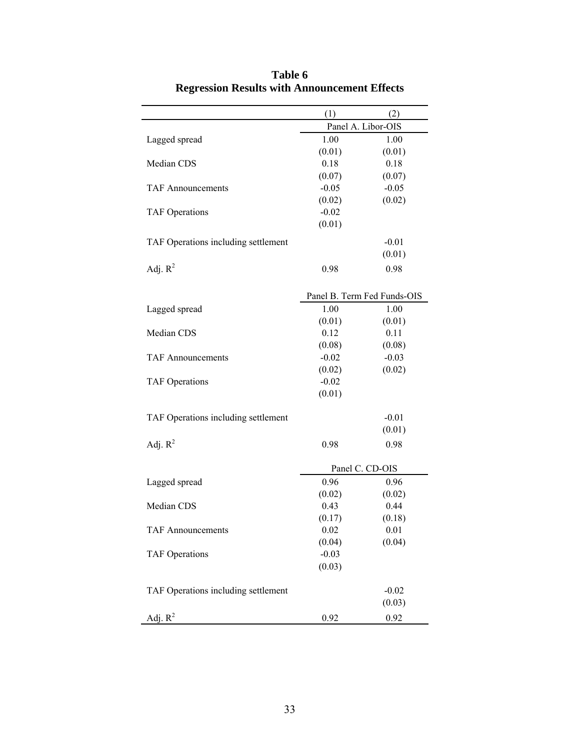**Table 6**
**Regression Results with Announcement Effects**

| | (1) | (2) |
|---|---|---|
| | Panel A. Libor-OIS | |
| Lagged spread | 1.00 | 1.00 |
| | (0.01) | (0.01) |
| Median CDS | 0.18 | 0.18 |
| | (0.07) | (0.07) |
| TAF Announcements | -0.05 | -0.05 |
| | (0.02) | (0.02) |
| TAF Operations | -0.02 | |
| | (0.01) | |
| TAF Operations including settlement | | -0.01 |
| | | (0.01) |
| Adj. $R^2$ | 0.98 | 0.98 |
| | Panel B. Term Fed Funds-OIS | |
| Lagged spread | 1.00 | 1.00 |
| | (0.01) | (0.01) |
| Median CDS | 0.12 | 0.11 |
| | (0.08) | (0.08) |
| TAF Announcements | -0.02 | -0.03 |
| | (0.02) | (0.02) |
| TAF Operations | -0.02 | |
| | (0.01) | |
| TAF Operations including settlement | | -0.01 |
| | | (0.01) |
| Adj. $R^2$ | 0.98 | 0.98 |
| | Panel C. CD-OIS | |
| Lagged spread | 0.96 | 0.96 |
| | (0.02) | (0.02) |
| Median CDS | 0.43 | 0.44 |
| | (0.17) | (0.18) |
| TAF Announcements | 0.02 | 0.01 |
| | (0.04) | (0.04) |
| TAF Operations | -0.03 | |
| | (0.03) | |
| TAF Operations including settlement | | -0.02 |
| | | (0.03) |
| Adj. $R^2$ | 0.92 | 0.92 |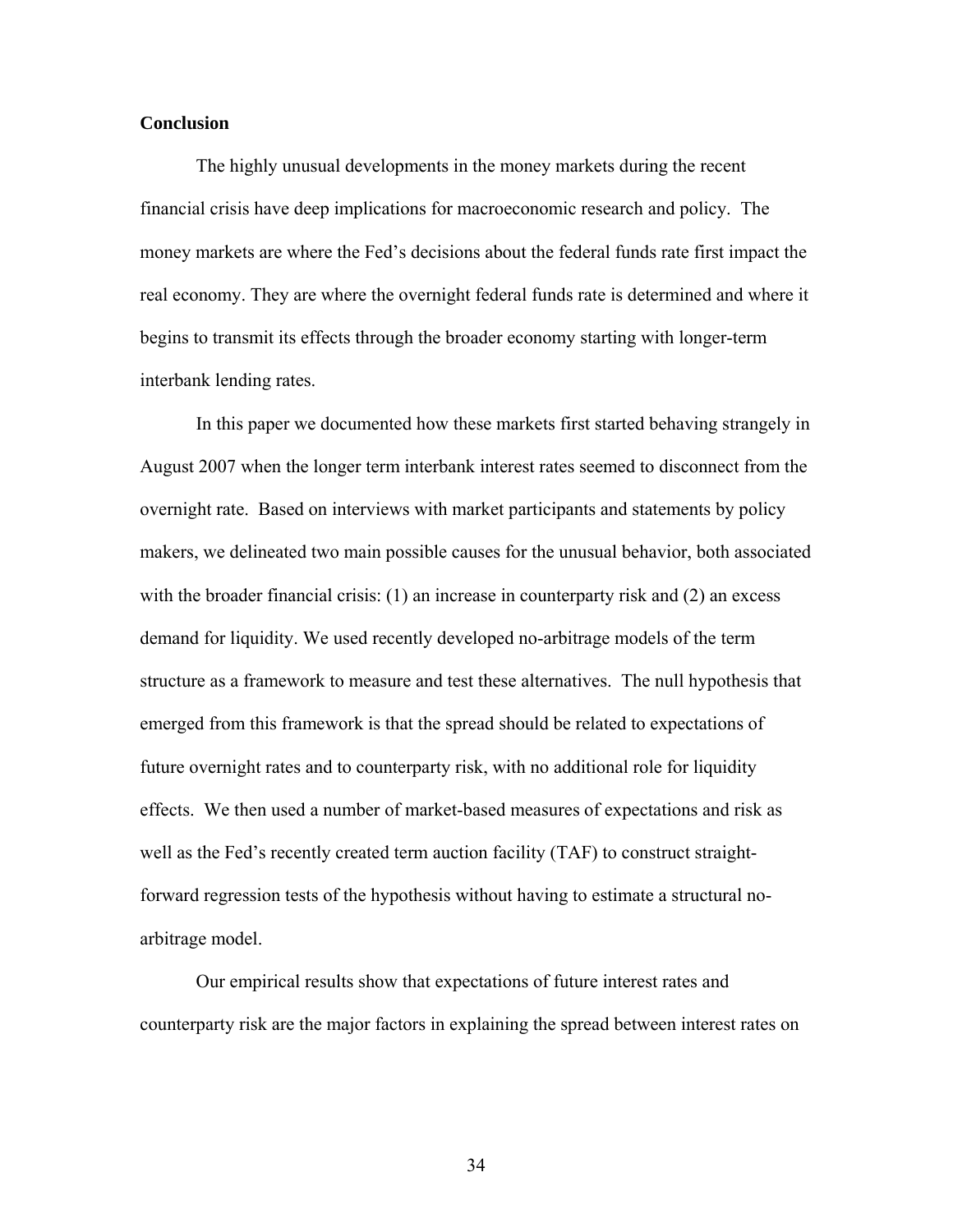## Conclusion

The highly unusual developments in the money markets during the recent financial crisis have deep implications for macroeconomic research and policy. The money markets are where the Fed's decisions about the federal funds rate first impact the real economy. They are where the overnight federal funds rate is determined and where it begins to transmit its effects through the broader economy starting with longer-term interbank lending rates.

In this paper we documented how these markets first started behaving strangely in August 2007 when the longer term interbank interest rates seemed to disconnect from the overnight rate. Based on interviews with market participants and statements by policy makers, we delineated two main possible causes for the unusual behavior, both associated with the broader financial crisis: (1) an increase in counterparty risk and (2) an excess demand for liquidity. We used recently developed no-arbitrage models of the term structure as a framework to measure and test these alternatives. The null hypothesis that emerged from this framework is that the spread should be related to expectations of future overnight rates and to counterparty risk, with no additional role for liquidity effects. We then used a number of market-based measures of expectations and risk as well as the Fed's recently created term auction facility (TAF) to construct straight-forward regression tests of the hypothesis without having to estimate a structural no-arbitrage model.

Our empirical results show that expectations of future interest rates and counterparty risk are the major factors in explaining the spread between interest rates on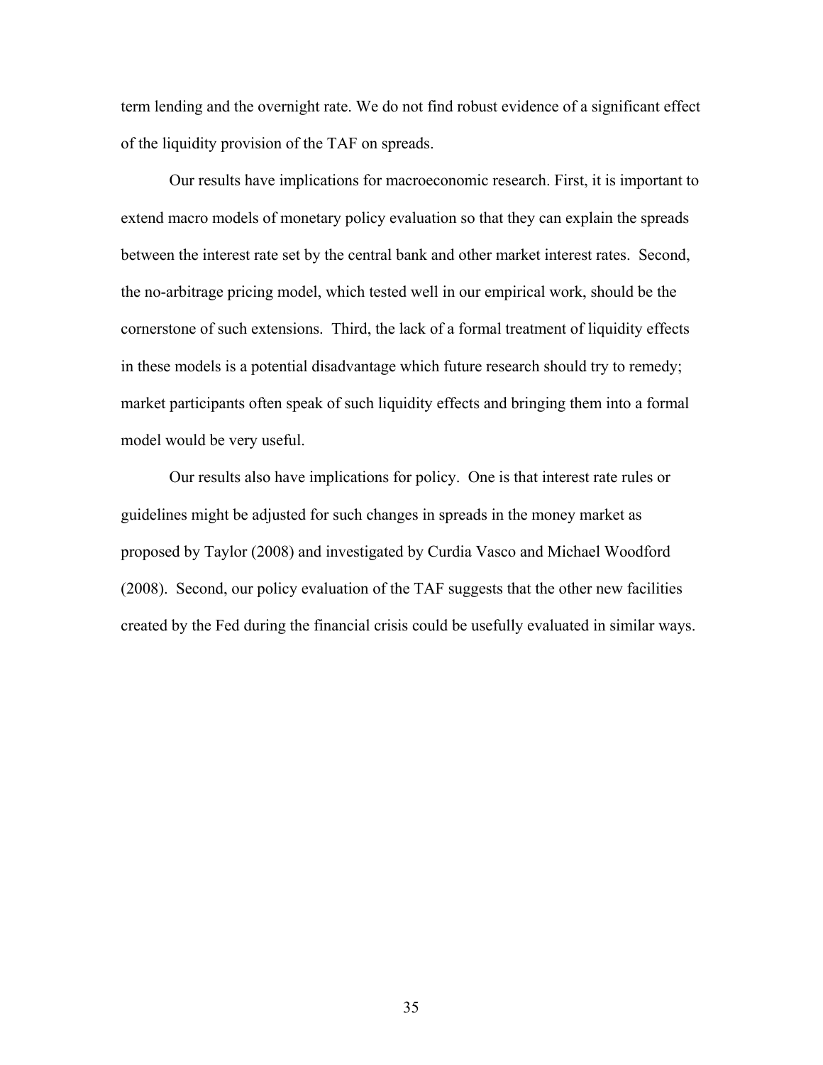term lending and the overnight rate. We do not find robust evidence of a significant effect of the liquidity provision of the TAF on spreads.

Our results have implications for macroeconomic research. First, it is important to extend macro models of monetary policy evaluation so that they can explain the spreads between the interest rate set by the central bank and other market interest rates. Second, the no-arbitrage pricing model, which tested well in our empirical work, should be the cornerstone of such extensions. Third, the lack of a formal treatment of liquidity effects in these models is a potential disadvantage which future research should try to remedy; market participants often speak of such liquidity effects and bringing them into a formal model would be very useful.

Our results also have implications for policy. One is that interest rate rules or guidelines might be adjusted for such changes in spreads in the money market as proposed by Taylor (2008) and investigated by Curdia Vasco and Michael Woodford (2008). Second, our policy evaluation of the TAF suggests that the other new facilities created by the Fed during the financial crisis could be usefully evaluated in similar ways.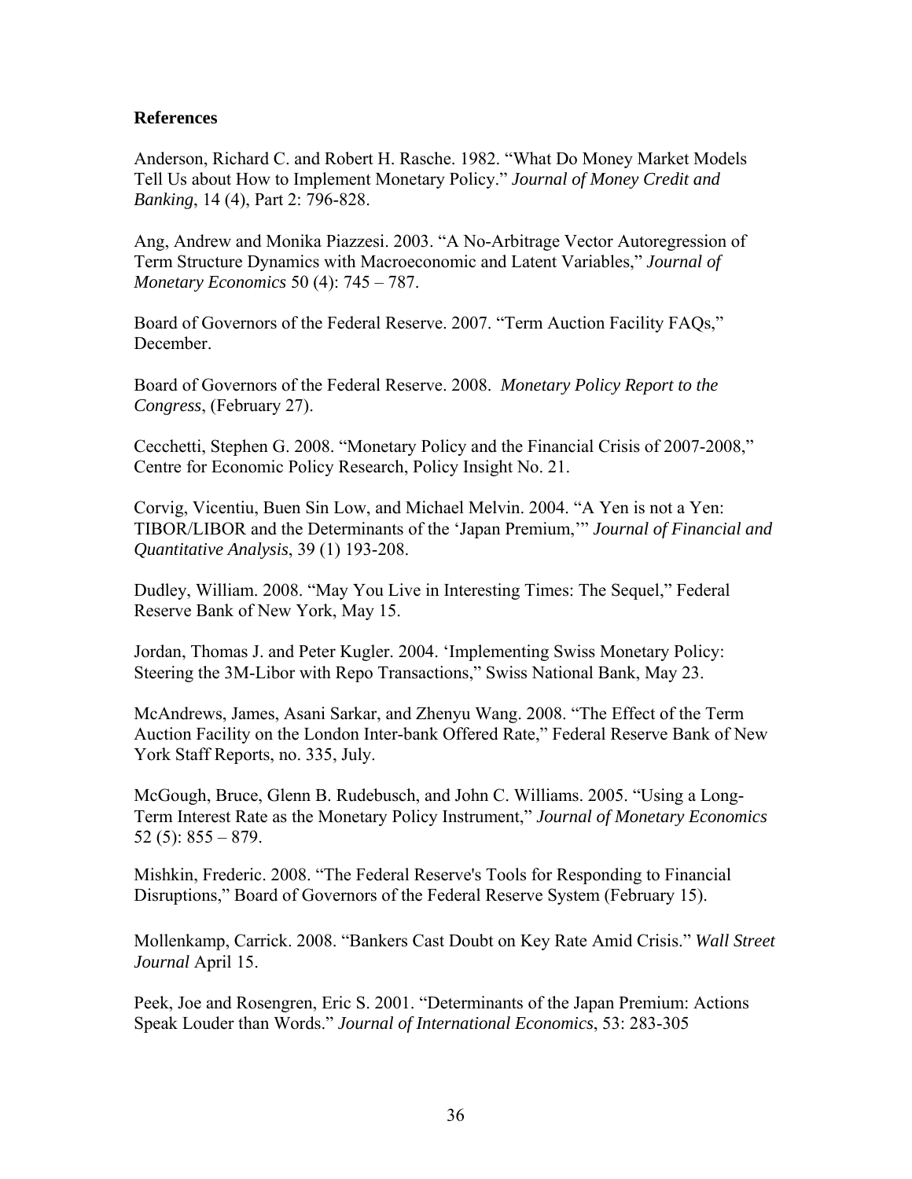**References**

Anderson, Richard C. and Robert H. Rasche. 1982. "What Do Money Market Models Tell Us about How to Implement Monetary Policy." *Journal of Money Credit and Banking*, 14 (4), Part 2: 796-828.

Ang, Andrew and Monika Piazzesi. 2003. "A No-Arbitrage Vector Autoregression of Term Structure Dynamics with Macroeconomic and Latent Variables," *Journal of Monetary Economics* 50 (4): 745 – 787.

Board of Governors of the Federal Reserve. 2007. "Term Auction Facility FAQs," December.

Board of Governors of the Federal Reserve. 2008. *Monetary Policy Report to the Congress*, (February 27).

Cecchetti, Stephen G. 2008. "Monetary Policy and the Financial Crisis of 2007-2008," Centre for Economic Policy Research, Policy Insight No. 21.

Corvig, Vicentiu, Buen Sin Low, and Michael Melvin. 2004. "A Yen is not a Yen: TIBOR/LIBOR and the Determinants of the 'Japan Premium,'" *Journal of Financial and Quantitative Analysis*, 39 (1) 193-208.

Dudley, William. 2008. "May You Live in Interesting Times: The Sequel," Federal Reserve Bank of New York, May 15.

Jordan, Thomas J. and Peter Kugler. 2004. 'Implementing Swiss Monetary Policy: Steering the 3M-Libor with Repo Transactions," Swiss National Bank, May 23.

McAndrews, James, Asani Sarkar, and Zhenyu Wang. 2008. "The Effect of the Term Auction Facility on the London Inter-bank Offered Rate," Federal Reserve Bank of New York Staff Reports, no. 335, July.

McGough, Bruce, Glenn B. Rudebusch, and John C. Williams. 2005. "Using a Long-Term Interest Rate as the Monetary Policy Instrument," *Journal of Monetary Economics* 52 (5): 855 – 879.

Mishkin, Frederic. 2008. "The Federal Reserve's Tools for Responding to Financial Disruptions," Board of Governors of the Federal Reserve System (February 15).

Mollenkamp, Carrick. 2008. "Bankers Cast Doubt on Key Rate Amid Crisis." *Wall Street Journal* April 15.

Peek, Joe and Rosengren, Eric S. 2001. "Determinants of the Japan Premium: Actions Speak Louder than Words." *Journal of International Economics*, 53: 283-305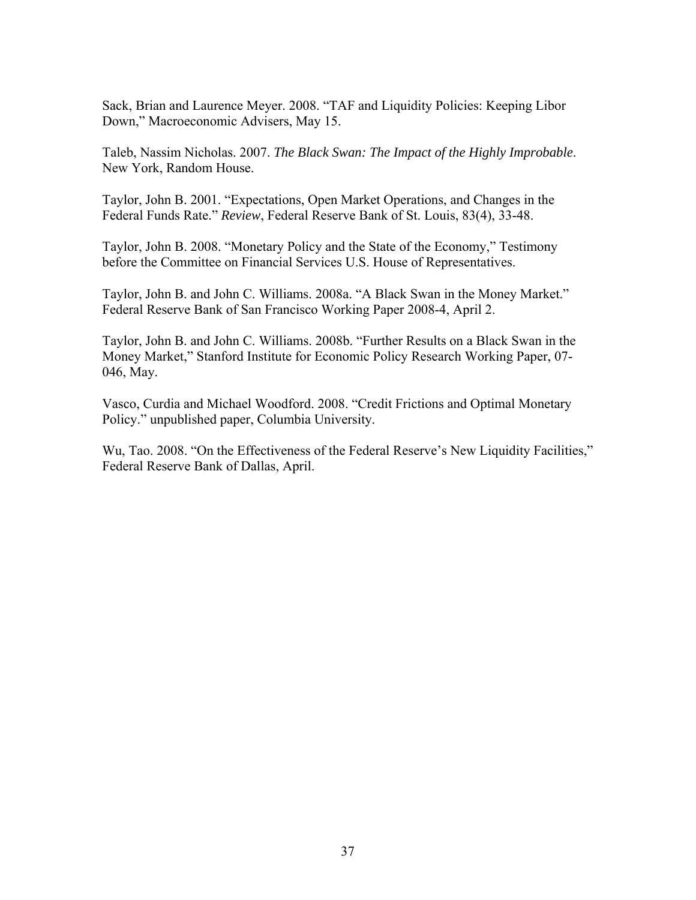Sack, Brian and Laurence Meyer. 2008. “TAF and Liquidity Policies: Keeping Libor Down,” Macroeconomic Advisers, May 15.

Taleb, Nassim Nicholas. 2007. *The Black Swan: The Impact of the Highly Improbable*. New York, Random House.

Taylor, John B. 2001. “Expectations, Open Market Operations, and Changes in the Federal Funds Rate.” *Review*, Federal Reserve Bank of St. Louis, 83(4), 33-48.

Taylor, John B. 2008. “Monetary Policy and the State of the Economy,” Testimony before the Committee on Financial Services U.S. House of Representatives.

Taylor, John B. and John C. Williams. 2008a. “A Black Swan in the Money Market.” Federal Reserve Bank of San Francisco Working Paper 2008-4, April 2.

Taylor, John B. and John C. Williams. 2008b. “Further Results on a Black Swan in the Money Market,” Stanford Institute for Economic Policy Research Working Paper, 07-046, May.

Vasco, Curdia and Michael Woodford. 2008. “Credit Frictions and Optimal Monetary Policy.” unpublished paper, Columbia University.

Wu, Tao. 2008. “On the Effectiveness of the Federal Reserve’s New Liquidity Facilities,” Federal Reserve Bank of Dallas, April.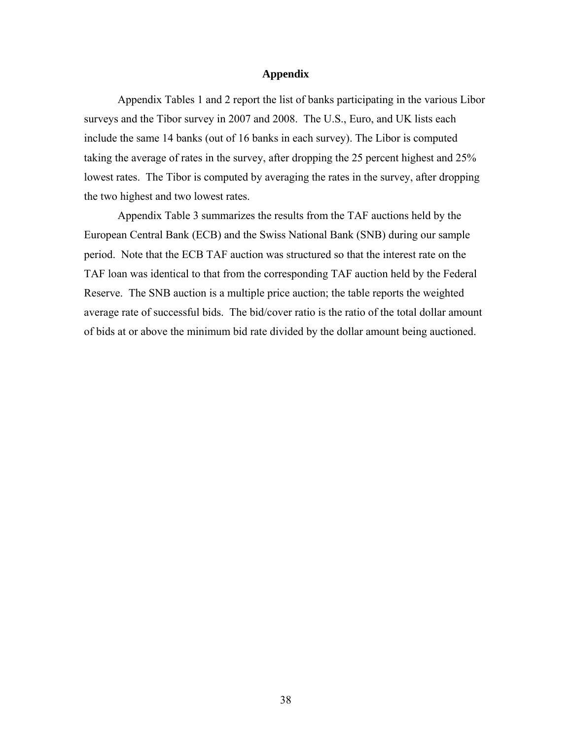# Appendix

Appendix Tables 1 and 2 report the list of banks participating in the various Libor surveys and the Tibor survey in 2007 and 2008. The U.S., Euro, and UK lists each include the same 14 banks (out of 16 banks in each survey). The Libor is computed taking the average of rates in the survey, after dropping the 25 percent highest and 25% lowest rates. The Tibor is computed by averaging the rates in the survey, after dropping the two highest and two lowest rates.

Appendix Table 3 summarizes the results from the TAF auctions held by the European Central Bank (ECB) and the Swiss National Bank (SNB) during our sample period. Note that the ECB TAF auction was structured so that the interest rate on the TAF loan was identical to that from the corresponding TAF auction held by the Federal Reserve. The SNB auction is a multiple price auction; the table reports the weighted average rate of successful bids. The bid/cover ratio is the ratio of the total dollar amount of bids at or above the minimum bid rate divided by the dollar amount being auctioned.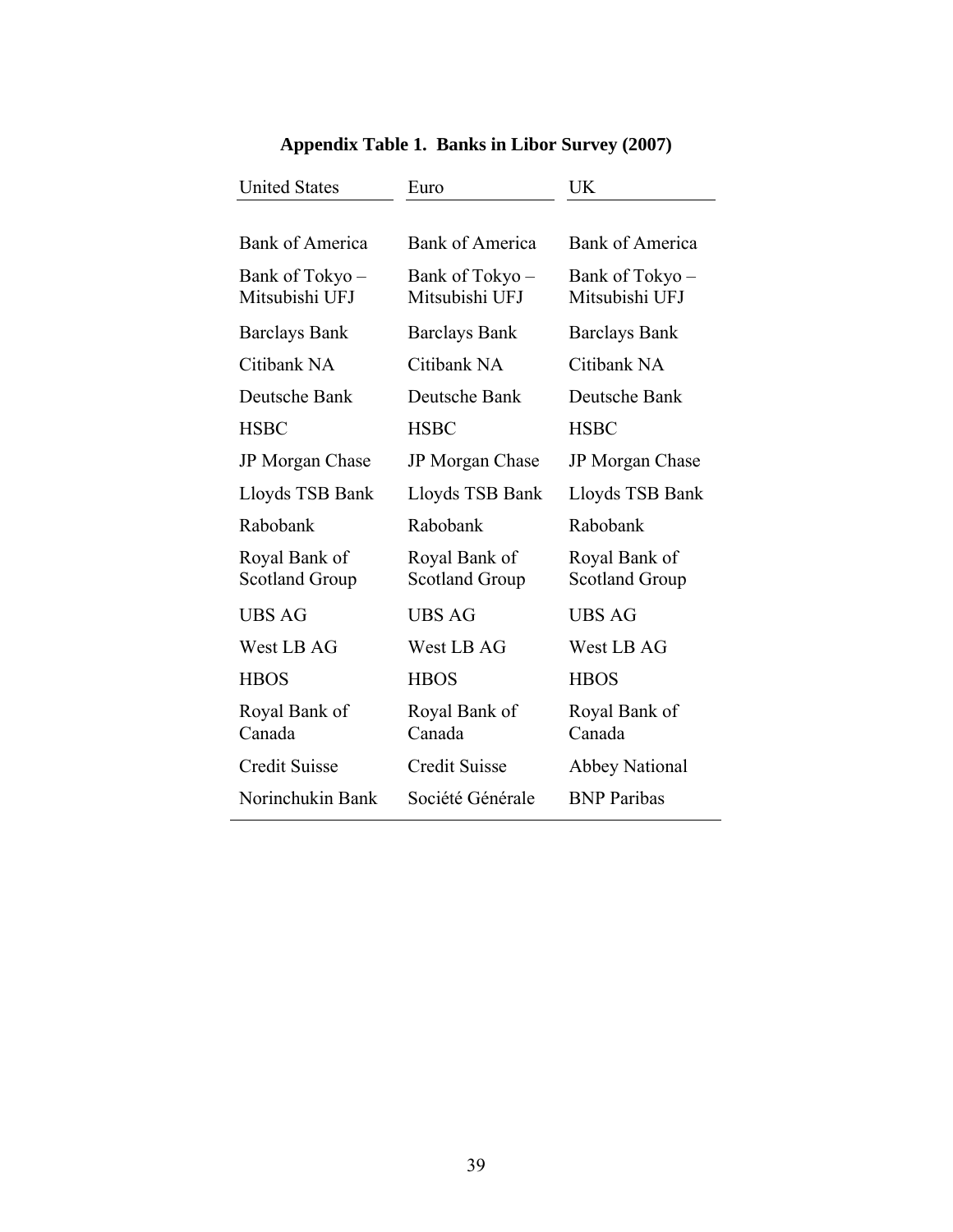**Appendix Table 1. Banks in Libor Survey (2007)**

| United States | Euro | UK |
|---|---|---|
| Bank of America | Bank of America | Bank of America |
| Bank of Tokyo – Mitsubishi UFJ | Bank of Tokyo – Mitsubishi UFJ | Bank of Tokyo – Mitsubishi UFJ |
| Barclays Bank | Barclays Bank | Barclays Bank |
| Citibank NA | Citibank NA | Citibank NA |
| Deutsche Bank | Deutsche Bank | Deutsche Bank |
| HSBC | HSBC | HSBC |
| JP Morgan Chase | JP Morgan Chase | JP Morgan Chase |
| Lloyds TSB Bank | Lloyds TSB Bank | Lloyds TSB Bank |
| Rabobank | Rabobank | Rabobank |
| Royal Bank of Scotland Group | Royal Bank of Scotland Group | Royal Bank of Scotland Group |
| UBS AG | UBS AG | UBS AG |
| West LB AG | West LB AG | West LB AG |
| HBOS | HBOS | HBOS |
| Royal Bank of Canada | Royal Bank of Canada | Royal Bank of Canada |
| Credit Suisse | Credit Suisse | Abbey National |
| Norinchukin Bank | Société Générale | BNP Paribas |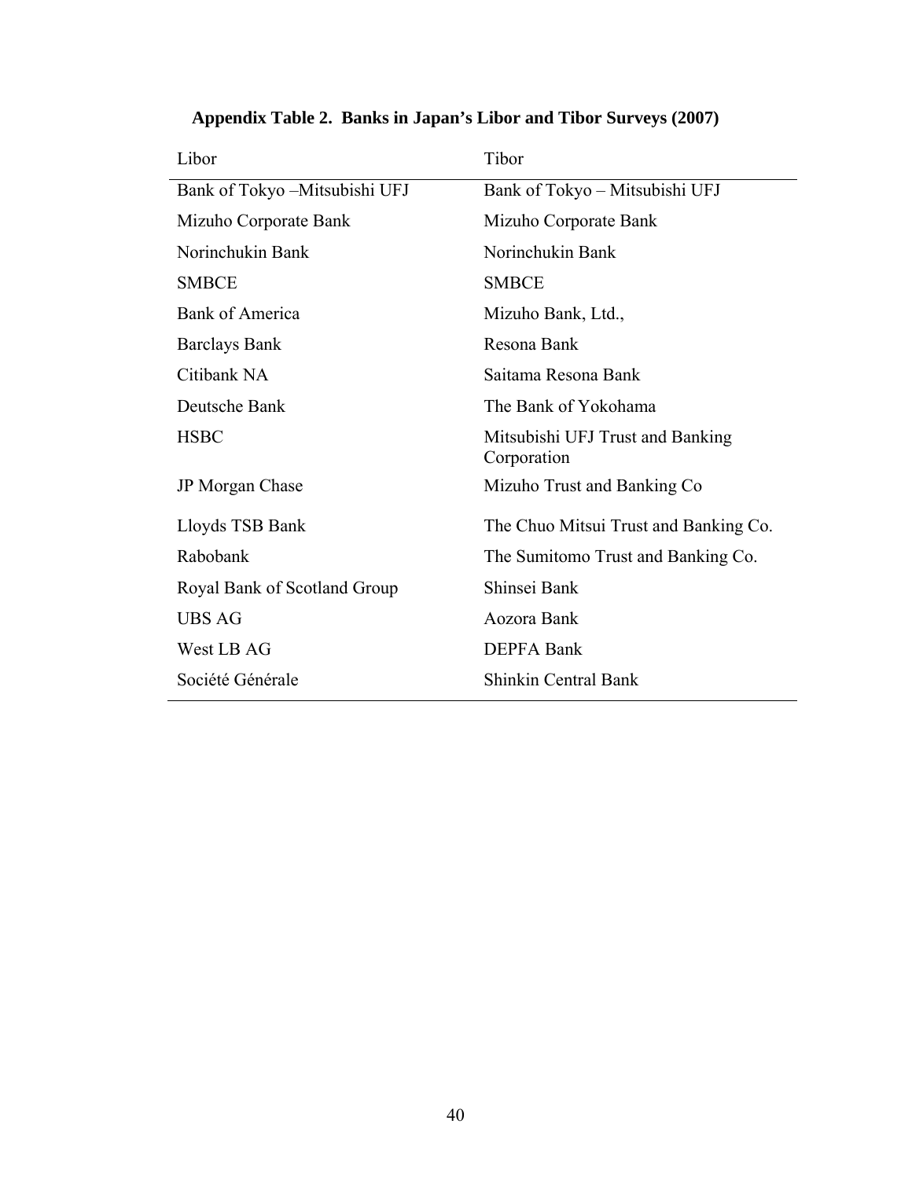**Appendix Table 2. Banks in Japan's Libor and Tibor Surveys (2007)**

| Libor | Tibor |
|---|---|
| Bank of Tokyo –Mitsubishi UFJ | Bank of Tokyo – Mitsubishi UFJ |
| Mizuho Corporate Bank | Mizuho Corporate Bank |
| Norinchukin Bank | Norinchukin Bank |
| SMBCE | SMBCE |
| Bank of America | Mizuho Bank, Ltd., |
| Barclays Bank | Resona Bank |
| Citibank NA | Saitama Resona Bank |
| Deutsche Bank | The Bank of Yokohama |
| HSBC | Mitsubishi UFJ Trust and Banking Corporation |
| JP Morgan Chase | Mizuho Trust and Banking Co |
| Lloyds TSB Bank | The Chuo Mitsui Trust and Banking Co. |
| Rabobank | The Sumitomo Trust and Banking Co. |
| Royal Bank of Scotland Group | Shinsei Bank |
| UBS AG | Aozora Bank |
| West LB AG | DEPFA Bank |
| Société Générale | Shinkin Central Bank |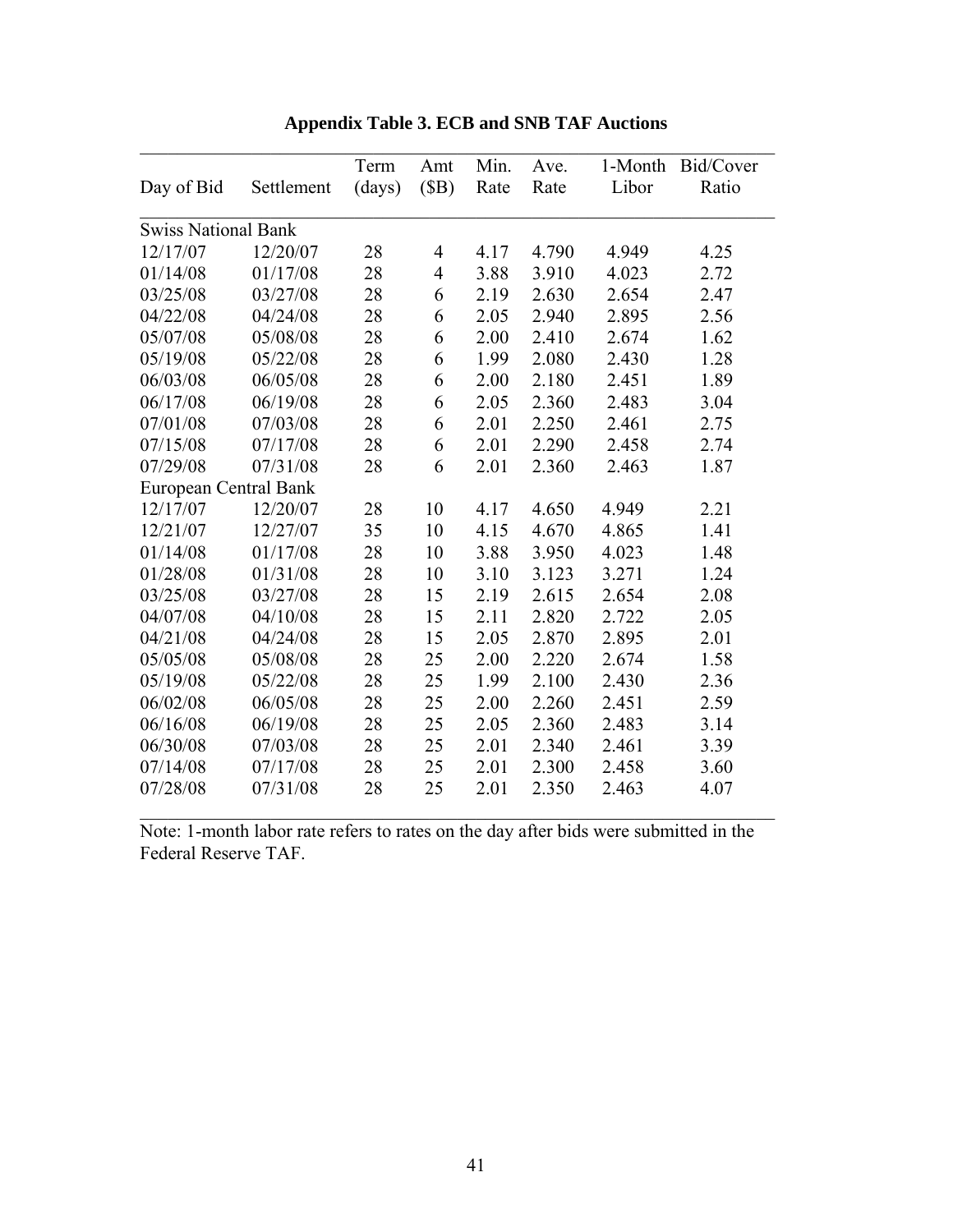**Appendix Table 3. ECB and SNB TAF Auctions**

| Day of Bid | Settlement | Term (days) | Amt ($B) | Min. Rate | Ave. Rate | 1-Month Libor | Bid/Cover Ratio |
|---|---|---|---|---|---|---|---|
| Swiss National Bank | | | | | | | |
| 12/17/07 | 12/20/07 | 28 | 4 | 4.17 | 4.790 | 4.949 | 4.25 |
| 01/14/08 | 01/17/08 | 28 | 4 | 3.88 | 3.910 | 4.023 | 2.72 |
| 03/25/08 | 03/27/08 | 28 | 6 | 2.19 | 2.630 | 2.654 | 2.47 |
| 04/22/08 | 04/24/08 | 28 | 6 | 2.05 | 2.940 | 2.895 | 2.56 |
| 05/07/08 | 05/08/08 | 28 | 6 | 2.00 | 2.410 | 2.674 | 1.62 |
| 05/19/08 | 05/22/08 | 28 | 6 | 1.99 | 2.080 | 2.430 | 1.28 |
| 06/03/08 | 06/05/08 | 28 | 6 | 2.00 | 2.180 | 2.451 | 1.89 |
| 06/17/08 | 06/19/08 | 28 | 6 | 2.05 | 2.360 | 2.483 | 3.04 |
| 07/01/08 | 07/03/08 | 28 | 6 | 2.01 | 2.250 | 2.461 | 2.75 |
| 07/15/08 | 07/17/08 | 28 | 6 | 2.01 | 2.290 | 2.458 | 2.74 |
| 07/29/08 | 07/31/08 | 28 | 6 | 2.01 | 2.360 | 2.463 | 1.87 |
| European Central Bank | | | | | | | |
| 12/17/07 | 12/20/07 | 28 | 10 | 4.17 | 4.650 | 4.949 | 2.21 |
| 12/21/07 | 12/27/07 | 35 | 10 | 4.15 | 4.670 | 4.865 | 1.41 |
| 01/14/08 | 01/17/08 | 28 | 10 | 3.88 | 3.950 | 4.023 | 1.48 |
| 01/28/08 | 01/31/08 | 28 | 10 | 3.10 | 3.123 | 3.271 | 1.24 |
| 03/25/08 | 03/27/08 | 28 | 15 | 2.19 | 2.615 | 2.654 | 2.08 |
| 04/07/08 | 04/10/08 | 28 | 15 | 2.11 | 2.820 | 2.722 | 2.05 |
| 04/21/08 | 04/24/08 | 28 | 15 | 2.05 | 2.870 | 2.895 | 2.01 |
| 05/05/08 | 05/08/08 | 28 | 25 | 2.00 | 2.220 | 2.674 | 1.58 |
| 05/19/08 | 05/22/08 | 28 | 25 | 1.99 | 2.100 | 2.430 | 2.36 |
| 06/02/08 | 06/05/08 | 28 | 25 | 2.00 | 2.260 | 2.451 | 2.59 |
| 06/16/08 | 06/19/08 | 28 | 25 | 2.05 | 2.360 | 2.483 | 3.14 |
| 06/30/08 | 07/03/08 | 28 | 25 | 2.01 | 2.340 | 2.461 | 3.39 |
| 07/14/08 | 07/17/08 | 28 | 25 | 2.01 | 2.300 | 2.458 | 3.60 |
| 07/28/08 | 07/31/08 | 28 | 25 | 2.01 | 2.350 | 2.463 | 4.07 |

Note: 1-month labor rate refers to rates on the day after bids were submitted in the Federal Reserve TAF.